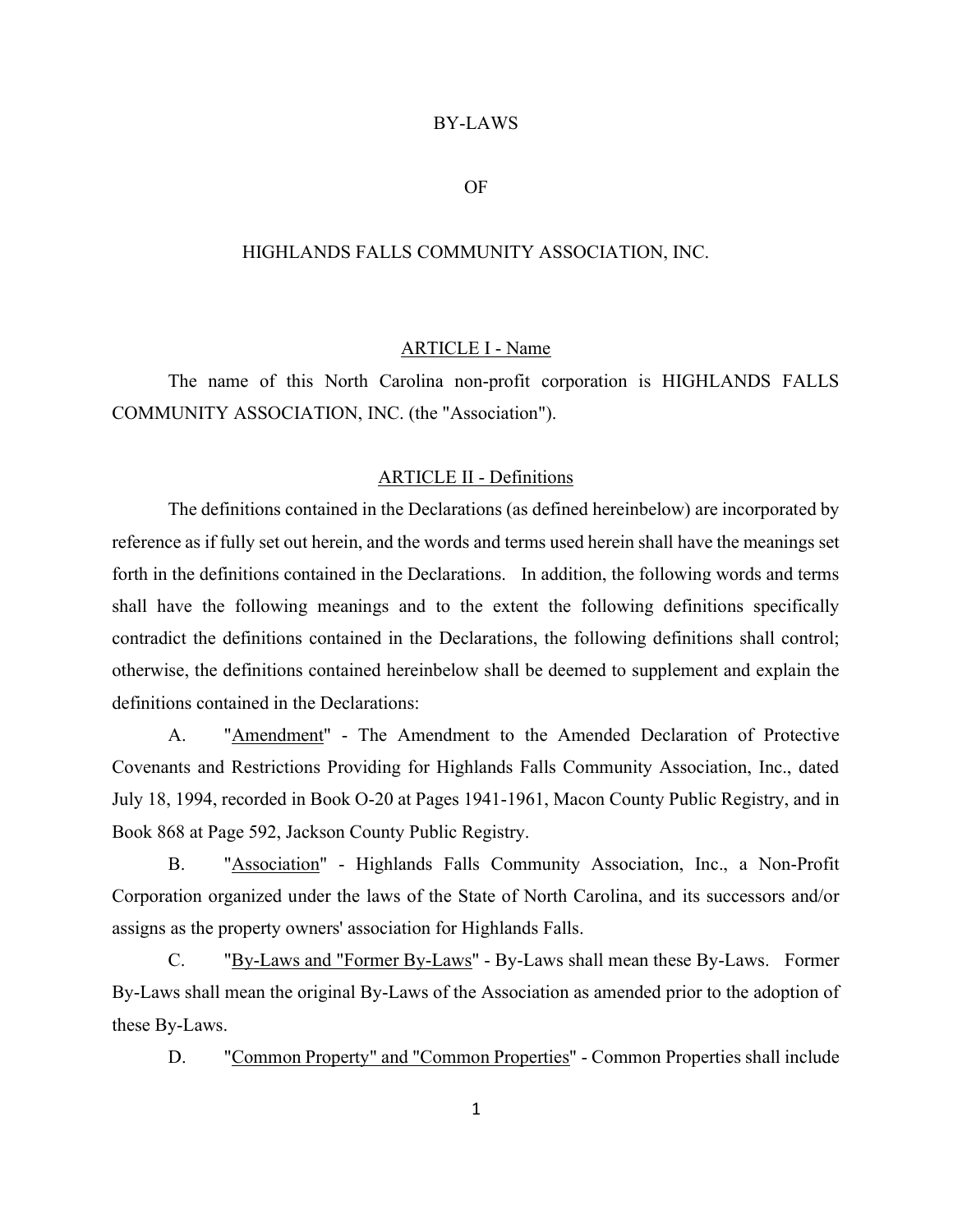# BY-LAWS

# OF

# HIGHLANDS FALLS COMMUNITY ASSOCIATION, INC.

## ARTICLE I - Name

The name of this North Carolina non-profit corporation is HIGHLANDS FALLS COMMUNITY ASSOCIATION, INC. (the "Association").

## ARTICLE II - Definitions

The definitions contained in the Declarations (as defined hereinbelow) are incorporated by reference as if fully set out herein, and the words and terms used herein shall have the meanings set forth in the definitions contained in the Declarations. In addition, the following words and terms shall have the following meanings and to the extent the following definitions specifically contradict the definitions contained in the Declarations, the following definitions shall control; otherwise, the definitions contained hereinbelow shall be deemed to supplement and explain the definitions contained in the Declarations:

A. "Amendment" - The Amendment to the Amended Declaration of Protective Covenants and Restrictions Providing for Highlands Falls Community Association, Inc., dated July 18, 1994, recorded in Book O-20 at Pages 1941-1961, Macon County Public Registry, and in Book 868 at Page 592, Jackson County Public Registry.

B. "Association" - Highlands Falls Community Association, Inc., a Non-Profit Corporation organized under the laws of the State of North Carolina, and its successors and/or assigns as the property owners' association for Highlands Falls.

C. "By-Laws and "Former By-Laws" - By-Laws shall mean these By-Laws. Former By-Laws shall mean the original By-Laws of the Association as amended prior to the adoption of these By-Laws.

D. "Common Property" and "Common Properties" - Common Properties shall include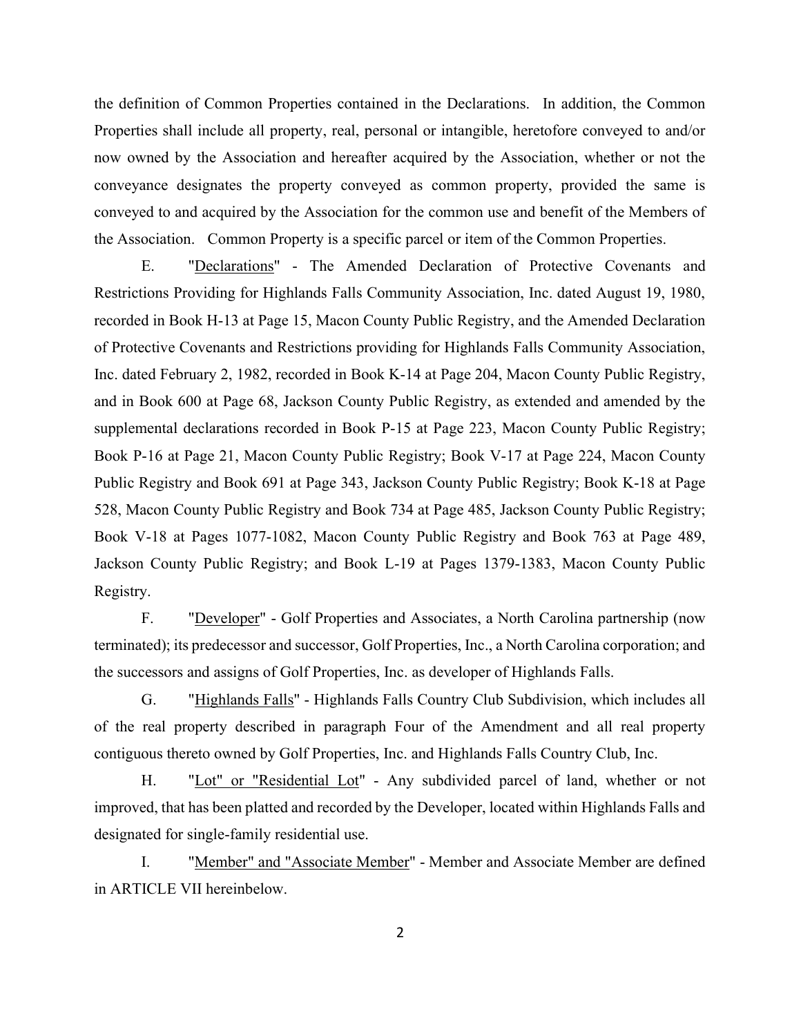the definition of Common Properties contained in the Declarations. In addition, the Common Properties shall include all property, real, personal or intangible, heretofore conveyed to and/or now owned by the Association and hereafter acquired by the Association, whether or not the conveyance designates the property conveyed as common property, provided the same is conveyed to and acquired by the Association for the common use and benefit of the Members of the Association. Common Property is a specific parcel or item of the Common Properties.

E. "Declarations" - The Amended Declaration of Protective Covenants and Restrictions Providing for Highlands Falls Community Association, Inc. dated August 19, 1980, recorded in Book H-13 at Page 15, Macon County Public Registry, and the Amended Declaration of Protective Covenants and Restrictions providing for Highlands Falls Community Association, Inc. dated February 2, 1982, recorded in Book K-14 at Page 204, Macon County Public Registry, and in Book 600 at Page 68, Jackson County Public Registry, as extended and amended by the supplemental declarations recorded in Book P-15 at Page 223, Macon County Public Registry; Book P-16 at Page 21, Macon County Public Registry; Book V-17 at Page 224, Macon County Public Registry and Book 691 at Page 343, Jackson County Public Registry; Book K-18 at Page 528, Macon County Public Registry and Book 734 at Page 485, Jackson County Public Registry; Book V-18 at Pages 1077-1082, Macon County Public Registry and Book 763 at Page 489, Jackson County Public Registry; and Book L-19 at Pages 1379-1383, Macon County Public Registry.

F. "Developer" - Golf Properties and Associates, a North Carolina partnership (now terminated); its predecessor and successor, Golf Properties, Inc., a North Carolina corporation; and the successors and assigns of Golf Properties, Inc. as developer of Highlands Falls.

G. "Highlands Falls" - Highlands Falls Country Club Subdivision, which includes all of the real property described in paragraph Four of the Amendment and all real property contiguous thereto owned by Golf Properties, Inc. and Highlands Falls Country Club, Inc.

H. "Lot" or "Residential Lot" - Any subdivided parcel of land, whether or not improved, that has been platted and recorded by the Developer, located within Highlands Falls and designated for single-family residential use.

I. "Member" and "Associate Member" - Member and Associate Member are defined in ARTICLE VII hereinbelow.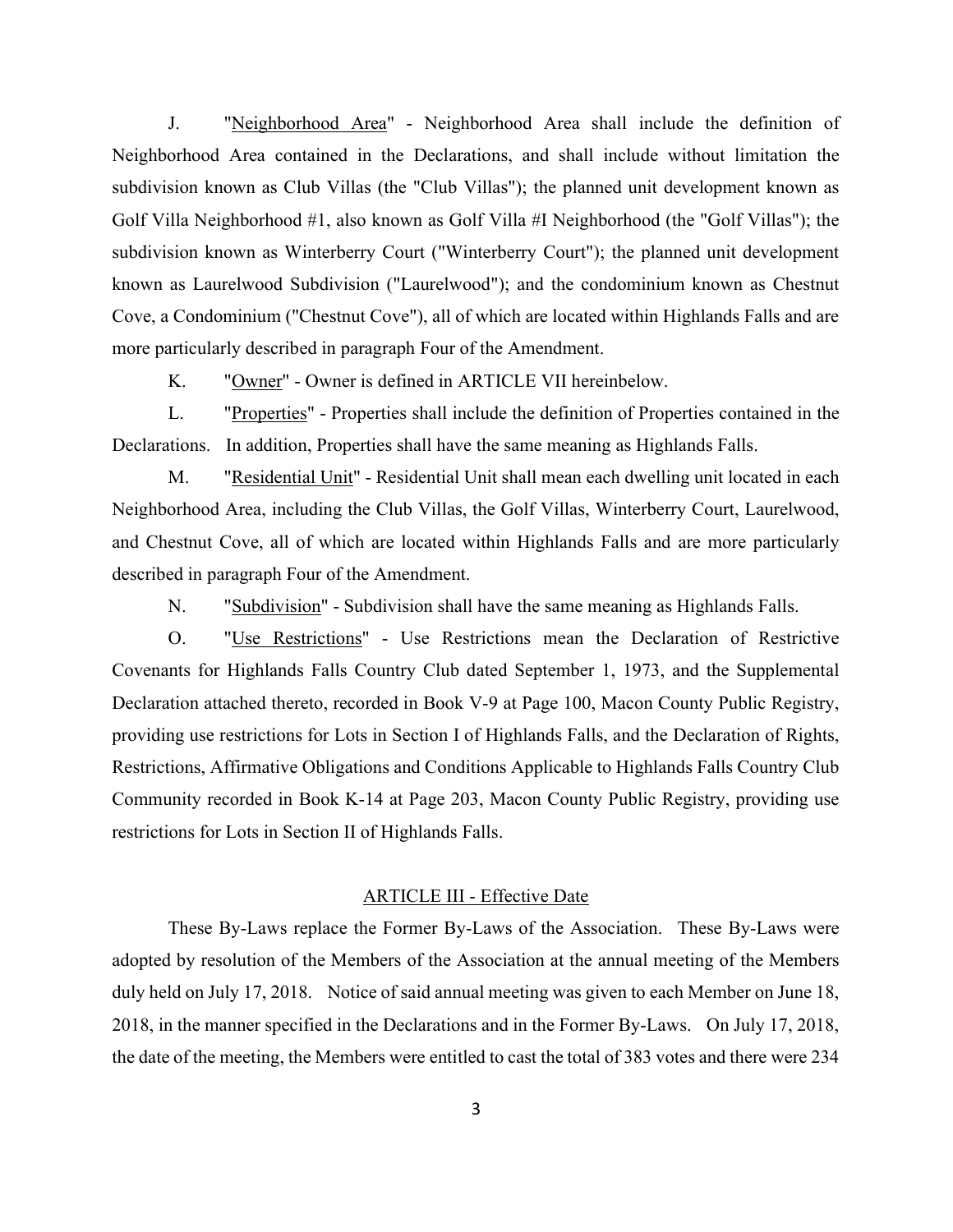J. "<u>Neighborhood Area</u>" - Neighborhood Area shall include the definition of Neighborhood Area contained in the Declarations, and shall include without limitation the subdivision known as Club Villas (the "Club Villas"); the planned unit development known as Golf Villa Neighborhood #1, also known as Golf Villa #I Neighborhood (the "Golf Villas"); the subdivision known as Winterberry Court ("Winterberry Court"); the planned unit development known as Laurelwood Subdivision ("Laurelwood"); and the condominium known as Chestnut Cove, a Condominium ("Chestnut Cove"), all of which are located within Highlands Falls and are more particularly described in paragraph Four of the Amendment.

K. "<u>Owner</u>" - Owner is defined in ARTICLE VII hereinbelow.

L. "<u>Properties</u>" - Properties shall include the definition of Properties contained in the Declarations. In addition, Properties shall have the same meaning as Highlands Falls.

M. "<u>Residential Unit</u>" - Residential Unit shall mean each dwelling unit located in each Neighborhood Area, including the Club Villas, the Golf Villas, Winterberry Court, Laurelwood, and Chestnut Cove, all of which are located within Highlands Falls and are more particularly described in paragraph Four of the Amendment.

N. "<u>Subdivision</u>" - Subdivision shall have the same meaning as Highlands Falls.

O. "<u>Use Restrictions</u>" - Use Restrictions mean the Declaration of Restrictive Covenants for Highlands Falls Country Club dated September 1, 1973, and the Supplemental Declaration attached thereto, recorded in Book V-9 at Page 100, Macon County Public Registry, providing use restrictions for Lots in Section I of Highlands Falls, and the Declaration of Rights, Restrictions, Affirmative Obligations and Conditions Applicable to Highlands Falls Country Club Community recorded in Book K-14 at Page 203, Macon County Public Registry, providing use restrictions for Lots in Section II of Highlands Falls.

## ARTICLE III - Effective Date

These By-Laws replace the Former By-Laws of the Association. These By-Laws were adopted by resolution of the Members of the Association at the annual meeting of the Members duly held on July 17, 2018. Notice of said annual meeting was given to each Member on June 18, 2018, in the manner specified in the Declarations and in the Former By-Laws. On July 17, 2018, the date of the meeting, the Members were entitled to cast the total of 383 votes and there were 234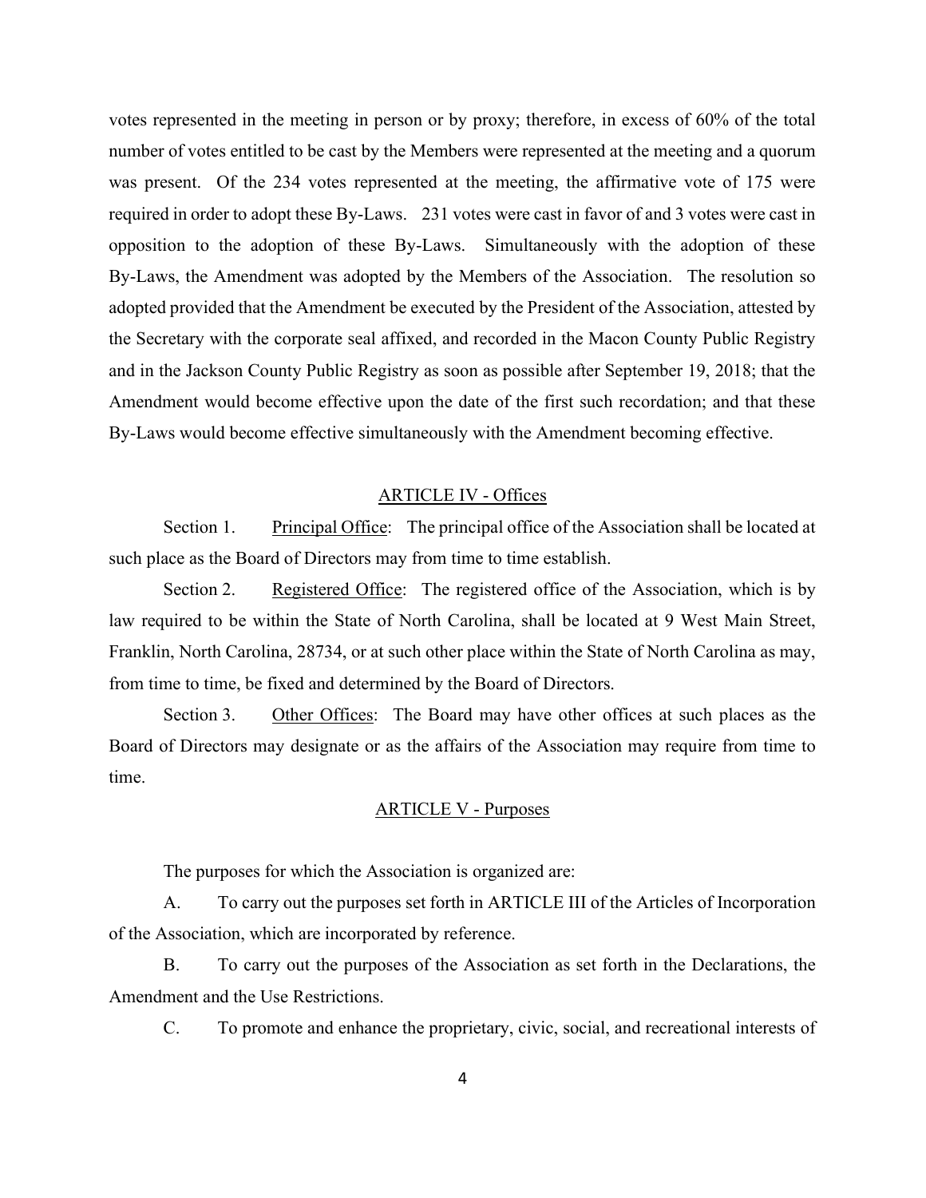votes represented in the meeting in person or by proxy; therefore, in excess of 60% of the total number of votes entitled to be cast by the Members were represented at the meeting and a quorum was present. Of the 234 votes represented at the meeting, the affirmative vote of 175 were required in order to adopt these By-Laws. 231 votes were cast in favor of and 3 votes were cast in opposition to the adoption of these By-Laws. Simultaneously with the adoption of these By-Laws, the Amendment was adopted by the Members of the Association. The resolution so adopted provided that the Amendment be executed by the President of the Association, attested by the Secretary with the corporate seal affixed, and recorded in the Macon County Public Registry and in the Jackson County Public Registry as soon as possible after September 19, 2018; that the Amendment would become effective upon the date of the first such recordation; and that these By-Laws would become effective simultaneously with the Amendment becoming effective.

## ARTICLE IV - Offices

Section 1. Principal Office: The principal office of the Association shall be located at such place as the Board of Directors may from time to time establish.

Section 2. Registered Office: The registered office of the Association, which is by law required to be within the State of North Carolina, shall be located at 9 West Main Street, Franklin, North Carolina, 28734, or at such other place within the State of North Carolina as may, from time to time, be fixed and determined by the Board of Directors.

Section 3. Other Offices: The Board may have other offices at such places as the Board of Directors may designate or as the affairs of the Association may require from time to time.

## ARTICLE V - Purposes

The purposes for which the Association is organized are:

A. To carry out the purposes set forth in ARTICLE III of the Articles of Incorporation of the Association, which are incorporated by reference.

B. To carry out the purposes of the Association as set forth in the Declarations, the Amendment and the Use Restrictions.

C. To promote and enhance the proprietary, civic, social, and recreational interests of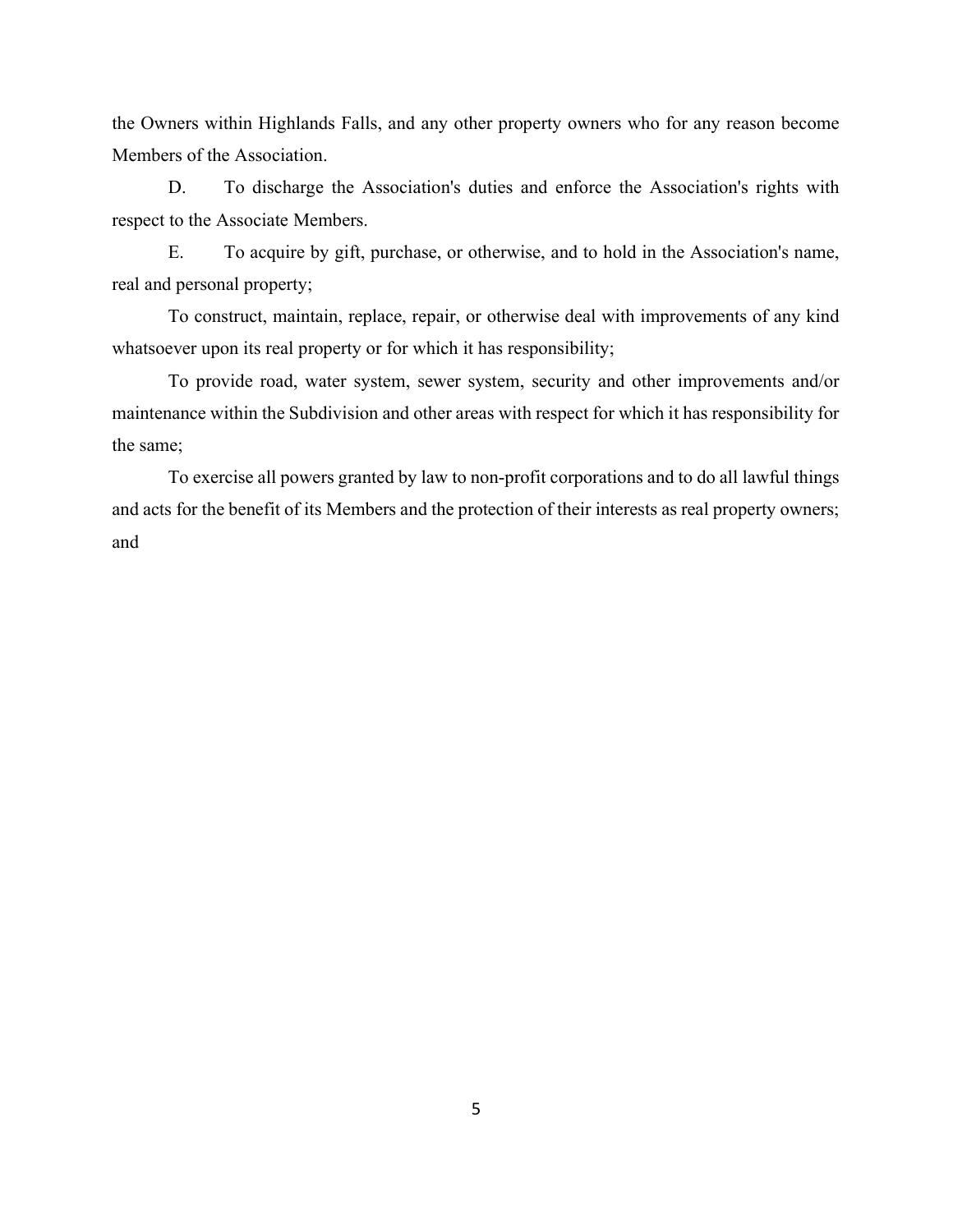the Owners within Highlands Falls, and any other property owners who for any reason become Members of the Association.

D. To discharge the Association's duties and enforce the Association's rights with respect to the Associate Members.

E. To acquire by gift, purchase, or otherwise, and to hold in the Association's name, real and personal property;

To construct, maintain, replace, repair, or otherwise deal with improvements of any kind whatsoever upon its real property or for which it has responsibility;

To provide road, water system, sewer system, security and other improvements and/or maintenance within the Subdivision and other areas with respect for which it has responsibility for the same;

To exercise all powers granted by law to non-profit corporations and to do all lawful things and acts for the benefit of its Members and the protection of their interests as real property owners; and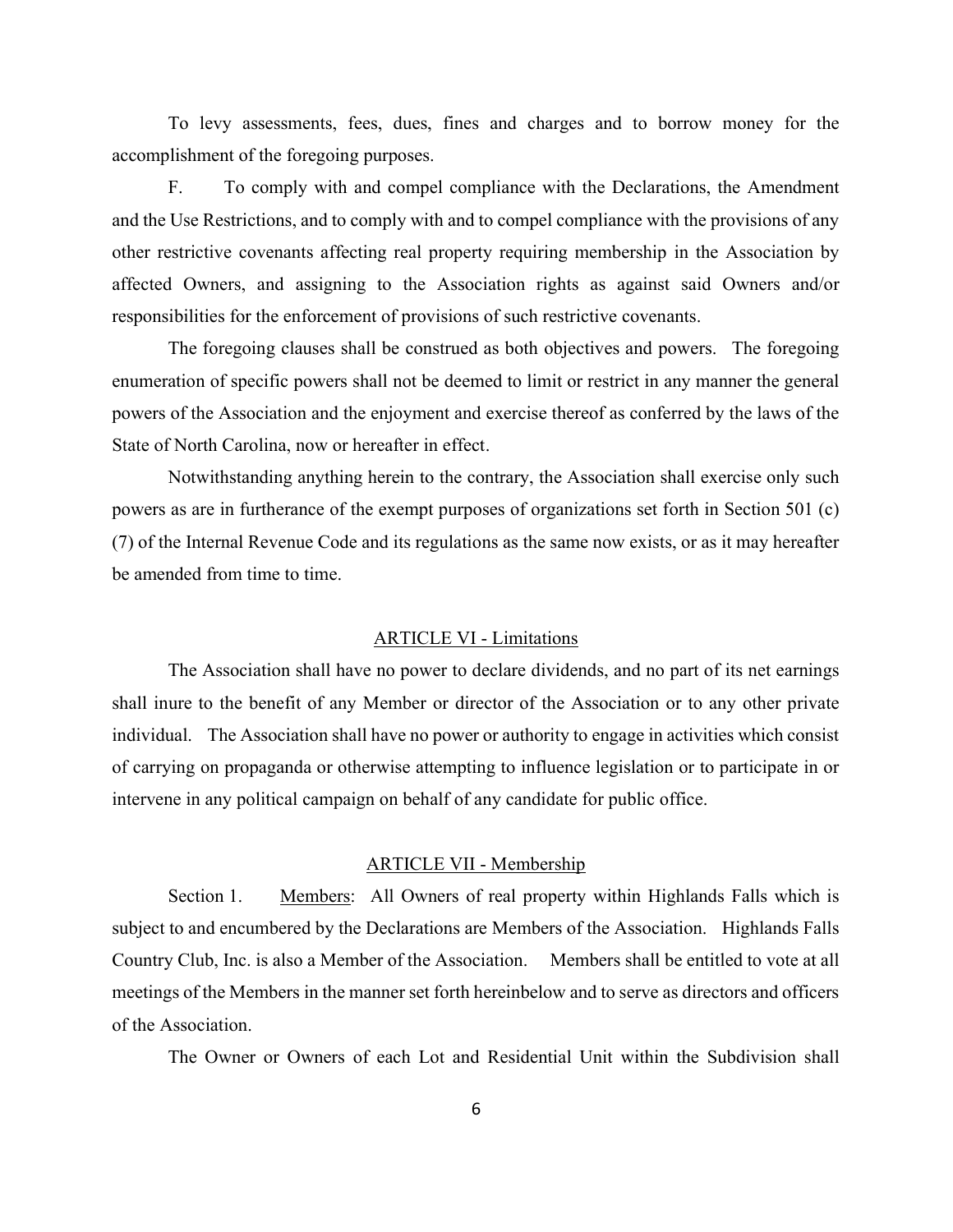To levy assessments, fees, dues, fines and charges and to borrow money for the accomplishment of the foregoing purposes.

F. To comply with and compel compliance with the Declarations, the Amendment and the Use Restrictions, and to comply with and to compel compliance with the provisions of any other restrictive covenants affecting real property requiring membership in the Association by affected Owners, and assigning to the Association rights as against said Owners and/or responsibilities for the enforcement of provisions of such restrictive covenants.

The foregoing clauses shall be construed as both objectives and powers. The foregoing enumeration of specific powers shall not be deemed to limit or restrict in any manner the general powers of the Association and the enjoyment and exercise thereof as conferred by the laws of the State of North Carolina, now or hereafter in effect.

Notwithstanding anything herein to the contrary, the Association shall exercise only such powers as are in furtherance of the exempt purposes of organizations set forth in Section 501 (c) (7) of the Internal Revenue Code and its regulations as the same now exists, or as it may hereafter be amended from time to time.

## ARTICLE VI - Limitations

The Association shall have no power to declare dividends, and no part of its net earnings shall inure to the benefit of any Member or director of the Association or to any other private individual. The Association shall have no power or authority to engage in activities which consist of carrying on propaganda or otherwise attempting to influence legislation or to participate in or intervene in any political campaign on behalf of any candidate for public office.

## ARTICLE VII - Membership

Section 1. Members: All Owners of real property within Highlands Falls which is subject to and encumbered by the Declarations are Members of the Association. Highlands Falls Country Club, Inc. is also a Member of the Association. Members shall be entitled to vote at all meetings of the Members in the manner set forth hereinbelow and to serve as directors and officers of the Association.

The Owner or Owners of each Lot and Residential Unit within the Subdivision shall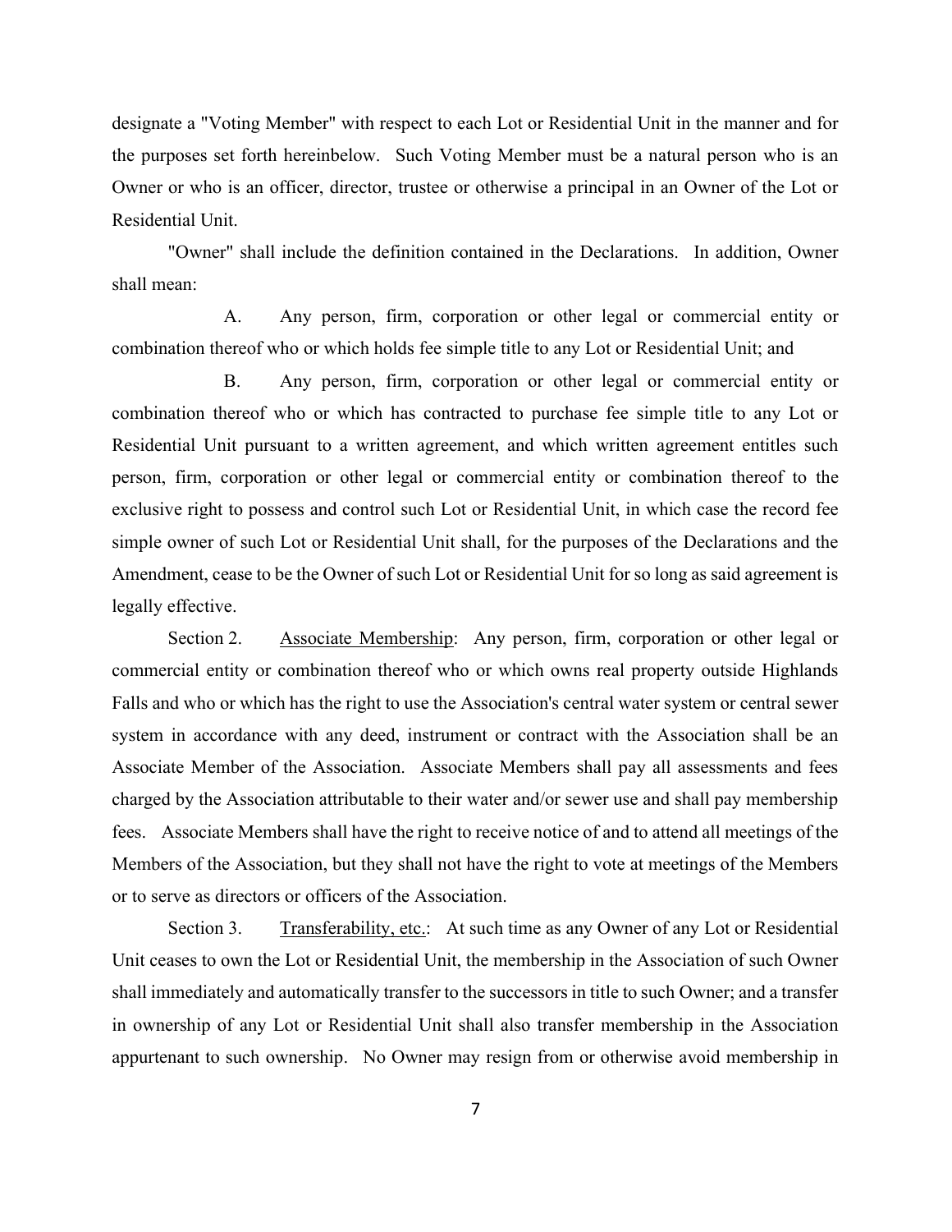designate a "Voting Member" with respect to each Lot or Residential Unit in the manner and for the purposes set forth hereinbelow. Such Voting Member must be a natural person who is an Owner or who is an officer, director, trustee or otherwise a principal in an Owner of the Lot or Residential Unit.

"Owner" shall include the definition contained in the Declarations. In addition, Owner shall mean:

A. Any person, firm, corporation or other legal or commercial entity or combination thereof who or which holds fee simple title to any Lot or Residential Unit; and

B. Any person, firm, corporation or other legal or commercial entity or combination thereof who or which has contracted to purchase fee simple title to any Lot or Residential Unit pursuant to a written agreement, and which written agreement entitles such person, firm, corporation or other legal or commercial entity or combination thereof to the exclusive right to possess and control such Lot or Residential Unit, in which case the record fee simple owner of such Lot or Residential Unit shall, for the purposes of the Declarations and the Amendment, cease to be the Owner of such Lot or Residential Unit for so long as said agreement is legally effective.

Section 2. Associate Membership: Any person, firm, corporation or other legal or commercial entity or combination thereof who or which owns real property outside Highlands Falls and who or which has the right to use the Association's central water system or central sewer system in accordance with any deed, instrument or contract with the Association shall be an Associate Member of the Association. Associate Members shall pay all assessments and fees charged by the Association attributable to their water and/or sewer use and shall pay membership fees. Associate Members shall have the right to receive notice of and to attend all meetings of the Members of the Association, but they shall not have the right to vote at meetings of the Members or to serve as directors or officers of the Association.

Section 3. Transferability, etc.: At such time as any Owner of any Lot or Residential Unit ceases to own the Lot or Residential Unit, the membership in the Association of such Owner shall immediately and automatically transfer to the successors in title to such Owner; and a transfer in ownership of any Lot or Residential Unit shall also transfer membership in the Association appurtenant to such ownership. No Owner may resign from or otherwise avoid membership in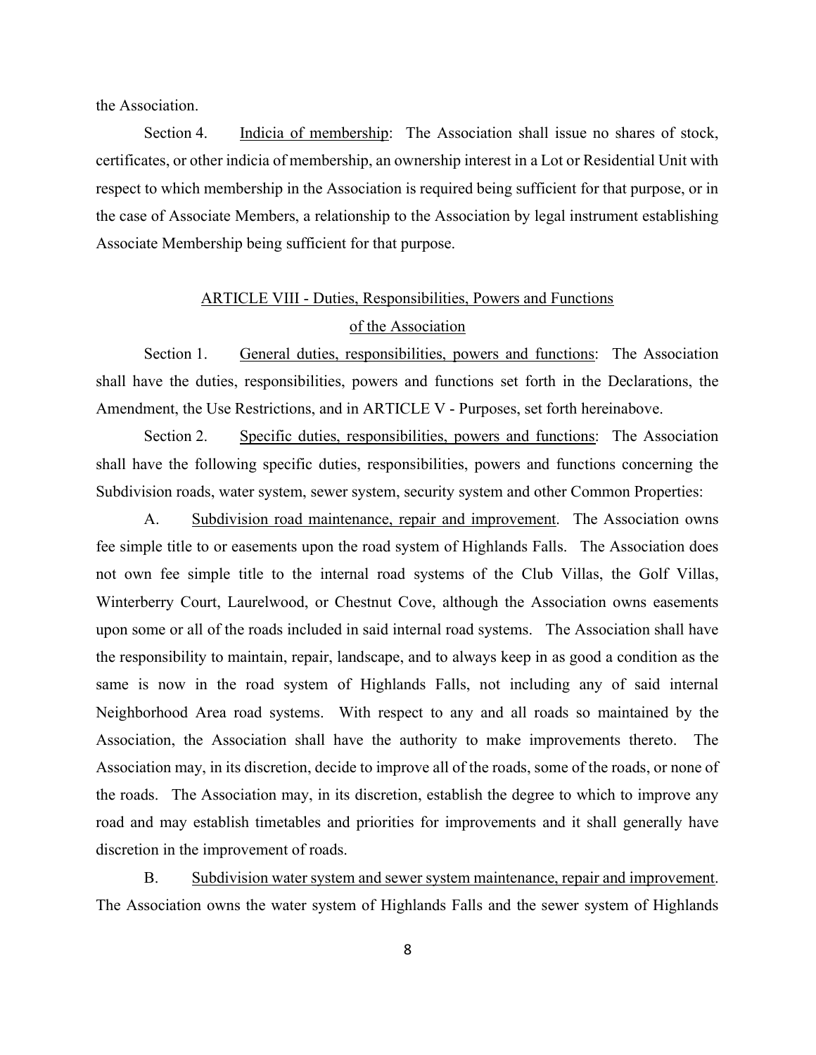the Association.

Section 4. Indicia of membership: The Association shall issue no shares of stock, certificates, or other indicia of membership, an ownership interest in a Lot or Residential Unit with respect to which membership in the Association is required being sufficient for that purpose, or in the case of Associate Members, a relationship to the Association by legal instrument establishing Associate Membership being sufficient for that purpose.

## ARTICLE VIII - Duties, Responsibilities, Powers and Functions of the Association

Section 1. General duties, responsibilities, powers and functions: The Association shall have the duties, responsibilities, powers and functions set forth in the Declarations, the Amendment, the Use Restrictions, and in ARTICLE V - Purposes, set forth hereinabove.

Section 2. Specific duties, responsibilities, powers and functions: The Association shall have the following specific duties, responsibilities, powers and functions concerning the Subdivision roads, water system, sewer system, security system and other Common Properties:

A. Subdivision road maintenance, repair and improvement. The Association owns fee simple title to or easements upon the road system of Highlands Falls. The Association does not own fee simple title to the internal road systems of the Club Villas, the Golf Villas, Winterberry Court, Laurelwood, or Chestnut Cove, although the Association owns easements upon some or all of the roads included in said internal road systems. The Association shall have the responsibility to maintain, repair, landscape, and to always keep in as good a condition as the same is now in the road system of Highlands Falls, not including any of said internal Neighborhood Area road systems. With respect to any and all roads so maintained by the Association, the Association shall have the authority to make improvements thereto. The Association may, in its discretion, decide to improve all of the roads, some of the roads, or none of the roads. The Association may, in its discretion, establish the degree to which to improve any road and may establish timetables and priorities for improvements and it shall generally have discretion in the improvement of roads.

B. Subdivision water system and sewer system maintenance, repair and improvement. The Association owns the water system of Highlands Falls and the sewer system of Highlands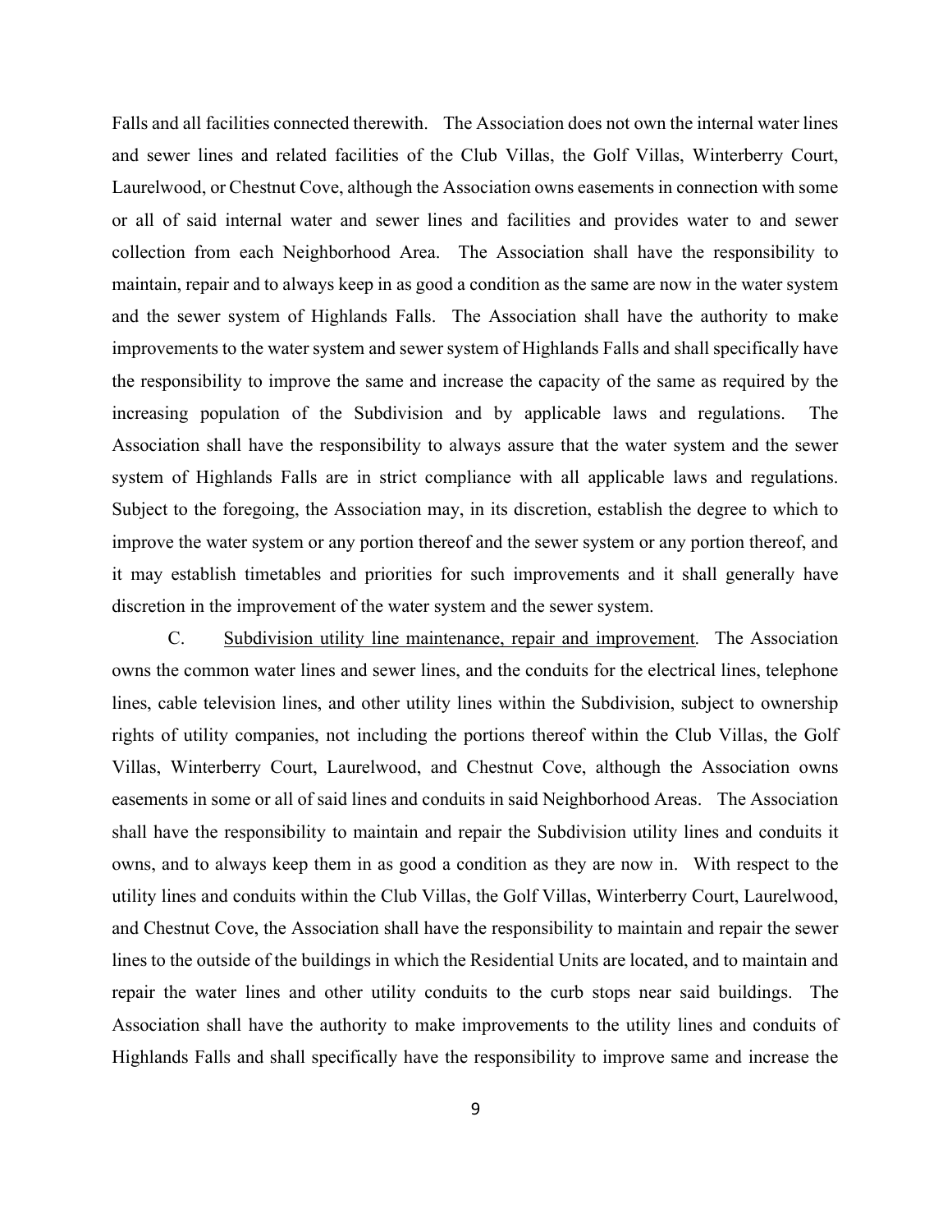Falls and all facilities connected therewith. The Association does not own the internal water lines and sewer lines and related facilities of the Club Villas, the Golf Villas, Winterberry Court, Laurelwood, or Chestnut Cove, although the Association owns easements in connection with some or all of said internal water and sewer lines and facilities and provides water to and sewer collection from each Neighborhood Area. The Association shall have the responsibility to maintain, repair and to always keep in as good a condition as the same are now in the water system and the sewer system of Highlands Falls. The Association shall have the authority to make improvements to the water system and sewer system of Highlands Falls and shall specifically have the responsibility to improve the same and increase the capacity of the same as required by the increasing population of the Subdivision and by applicable laws and regulations. The Association shall have the responsibility to always assure that the water system and the sewer system of Highlands Falls are in strict compliance with all applicable laws and regulations. Subject to the foregoing, the Association may, in its discretion, establish the degree to which to improve the water system or any portion thereof and the sewer system or any portion thereof, and it may establish timetables and priorities for such improvements and it shall generally have discretion in the improvement of the water system and the sewer system.

C. Subdivision utility line maintenance, repair and improvement. The Association owns the common water lines and sewer lines, and the conduits for the electrical lines, telephone lines, cable television lines, and other utility lines within the Subdivision, subject to ownership rights of utility companies, not including the portions thereof within the Club Villas, the Golf Villas, Winterberry Court, Laurelwood, and Chestnut Cove, although the Association owns easements in some or all of said lines and conduits in said Neighborhood Areas. The Association shall have the responsibility to maintain and repair the Subdivision utility lines and conduits it owns, and to always keep them in as good a condition as they are now in. With respect to the utility lines and conduits within the Club Villas, the Golf Villas, Winterberry Court, Laurelwood, and Chestnut Cove, the Association shall have the responsibility to maintain and repair the sewer lines to the outside of the buildings in which the Residential Units are located, and to maintain and repair the water lines and other utility conduits to the curb stops near said buildings. The Association shall have the authority to make improvements to the utility lines and conduits of Highlands Falls and shall specifically have the responsibility to improve same and increase the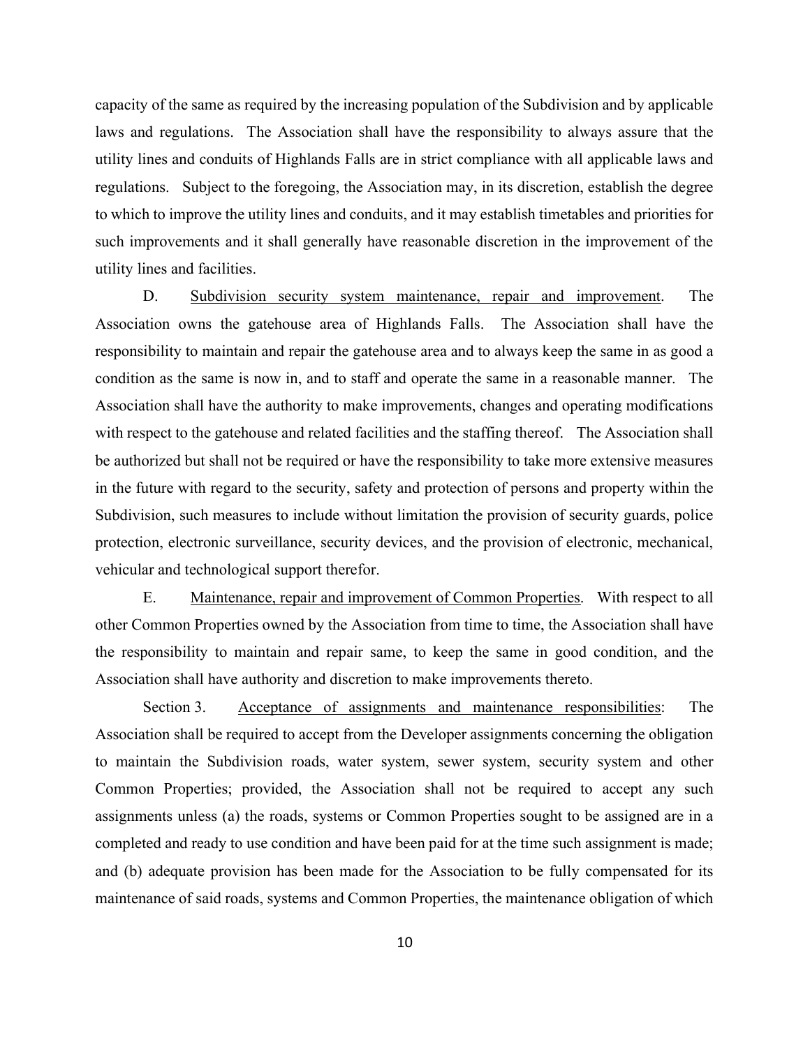capacity of the same as required by the increasing population of the Subdivision and by applicable laws and regulations. The Association shall have the responsibility to always assure that the utility lines and conduits of Highlands Falls are in strict compliance with all applicable laws and regulations. Subject to the foregoing, the Association may, in its discretion, establish the degree to which to improve the utility lines and conduits, and it may establish timetables and priorities for such improvements and it shall generally have reasonable discretion in the improvement of the utility lines and facilities.

D. Subdivision security system maintenance, repair and improvement. The Association owns the gatehouse area of Highlands Falls. The Association shall have the responsibility to maintain and repair the gatehouse area and to always keep the same in as good a condition as the same is now in, and to staff and operate the same in a reasonable manner. The Association shall have the authority to make improvements, changes and operating modifications with respect to the gatehouse and related facilities and the staffing thereof. The Association shall be authorized but shall not be required or have the responsibility to take more extensive measures in the future with regard to the security, safety and protection of persons and property within the Subdivision, such measures to include without limitation the provision of security guards, police protection, electronic surveillance, security devices, and the provision of electronic, mechanical, vehicular and technological support therefor.

E. Maintenance, repair and improvement of Common Properties. With respect to all other Common Properties owned by the Association from time to time, the Association shall have the responsibility to maintain and repair same, to keep the same in good condition, and the Association shall have authority and discretion to make improvements thereto.

Section 3. Acceptance of assignments and maintenance responsibilities: The Association shall be required to accept from the Developer assignments concerning the obligation to maintain the Subdivision roads, water system, sewer system, security system and other Common Properties; provided, the Association shall not be required to accept any such assignments unless (a) the roads, systems or Common Properties sought to be assigned are in a completed and ready to use condition and have been paid for at the time such assignment is made; and (b) adequate provision has been made for the Association to be fully compensated for its maintenance of said roads, systems and Common Properties, the maintenance obligation of which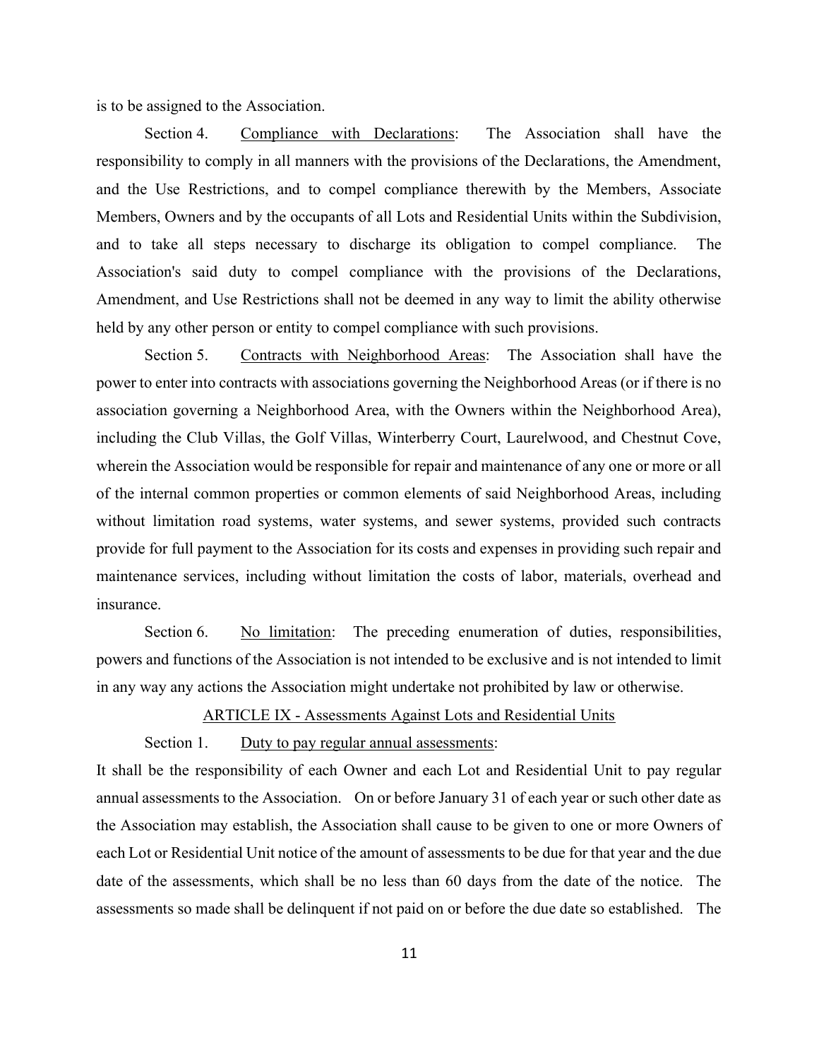is to be assigned to the Association.

Section 4. Compliance with Declarations: The Association shall have the responsibility to comply in all manners with the provisions of the Declarations, the Amendment, and the Use Restrictions, and to compel compliance therewith by the Members, Associate Members, Owners and by the occupants of all Lots and Residential Units within the Subdivision, and to take all steps necessary to discharge its obligation to compel compliance. The Association's said duty to compel compliance with the provisions of the Declarations, Amendment, and Use Restrictions shall not be deemed in any way to limit the ability otherwise held by any other person or entity to compel compliance with such provisions.

Section 5. Contracts with Neighborhood Areas: The Association shall have the power to enter into contracts with associations governing the Neighborhood Areas (or if there is no association governing a Neighborhood Area, with the Owners within the Neighborhood Area), including the Club Villas, the Golf Villas, Winterberry Court, Laurelwood, and Chestnut Cove, wherein the Association would be responsible for repair and maintenance of any one or more or all of the internal common properties or common elements of said Neighborhood Areas, including without limitation road systems, water systems, and sewer systems, provided such contracts provide for full payment to the Association for its costs and expenses in providing such repair and maintenance services, including without limitation the costs of labor, materials, overhead and insurance.

Section 6. No limitation: The preceding enumeration of duties, responsibilities, powers and functions of the Association is not intended to be exclusive and is not intended to limit in any way any actions the Association might undertake not prohibited by law or otherwise.

## ARTICLE IX - Assessments Against Lots and Residential Units

Section 1. Duty to pay regular annual assessments:

It shall be the responsibility of each Owner and each Lot and Residential Unit to pay regular annual assessments to the Association. On or before January 31 of each year or such other date as the Association may establish, the Association shall cause to be given to one or more Owners of each Lot or Residential Unit notice of the amount of assessments to be due for that year and the due date of the assessments, which shall be no less than 60 days from the date of the notice. The assessments so made shall be delinquent if not paid on or before the due date so established. The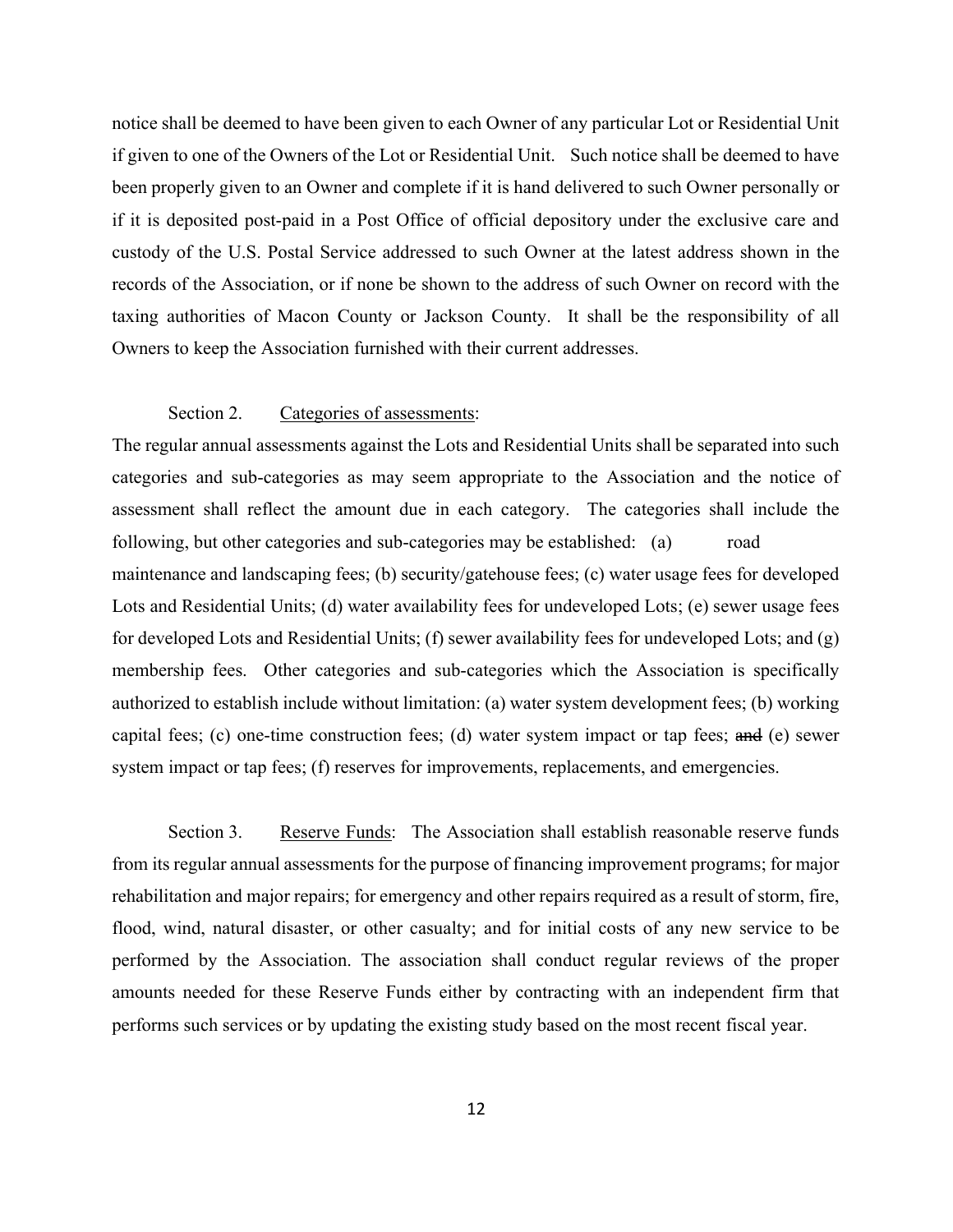notice shall be deemed to have been given to each Owner of any particular Lot or Residential Unit if given to one of the Owners of the Lot or Residential Unit. Such notice shall be deemed to have been properly given to an Owner and complete if it is hand delivered to such Owner personally or if it is deposited post-paid in a Post Office of official depository under the exclusive care and custody of the U.S. Postal Service addressed to such Owner at the latest address shown in the records of the Association, or if none be shown to the address of such Owner on record with the taxing authorities of Macon County or Jackson County. It shall be the responsibility of all Owners to keep the Association furnished with their current addresses.

Section 2. Categories of assessments:

The regular annual assessments against the Lots and Residential Units shall be separated into such categories and sub-categories as may seem appropriate to the Association and the notice of assessment shall reflect the amount due in each category. The categories shall include the following, but other categories and sub-categories may be established: (a) road maintenance and landscaping fees; (b) security/gatehouse fees; (c) water usage fees for developed Lots and Residential Units; (d) water availability fees for undeveloped Lots; (e) sewer usage fees for developed Lots and Residential Units; (f) sewer availability fees for undeveloped Lots; and (g) membership fees. Other categories and sub-categories which the Association is specifically authorized to establish include without limitation: (a) water system development fees; (b) working capital fees; (c) one-time construction fees; (d) water system impact or tap fees; ~~and~~ (e) sewer system impact or tap fees; (f) reserves for improvements, replacements, and emergencies.

Section 3. Reserve Funds: The Association shall establish reasonable reserve funds from its regular annual assessments for the purpose of financing improvement programs; for major rehabilitation and major repairs; for emergency and other repairs required as a result of storm, fire, flood, wind, natural disaster, or other casualty; and for initial costs of any new service to be performed by the Association. The association shall conduct regular reviews of the proper amounts needed for these Reserve Funds either by contracting with an independent firm that performs such services or by updating the existing study based on the most recent fiscal year.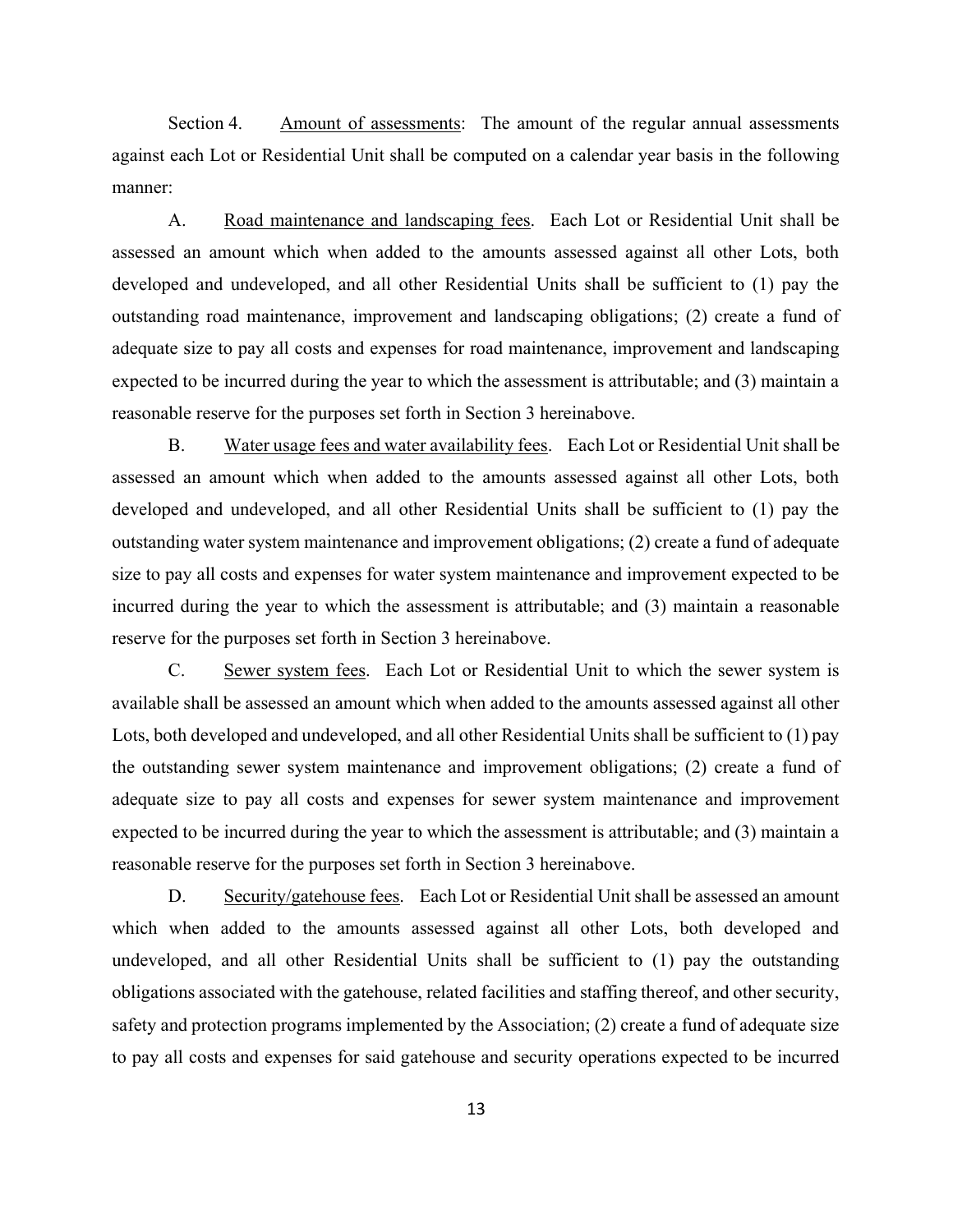Section 4. Amount of assessments: The amount of the regular annual assessments against each Lot or Residential Unit shall be computed on a calendar year basis in the following manner:

A. Road maintenance and landscaping fees. Each Lot or Residential Unit shall be assessed an amount which when added to the amounts assessed against all other Lots, both developed and undeveloped, and all other Residential Units shall be sufficient to (1) pay the outstanding road maintenance, improvement and landscaping obligations; (2) create a fund of adequate size to pay all costs and expenses for road maintenance, improvement and landscaping expected to be incurred during the year to which the assessment is attributable; and (3) maintain a reasonable reserve for the purposes set forth in Section 3 hereinabove.

B. Water usage fees and water availability fees. Each Lot or Residential Unit shall be assessed an amount which when added to the amounts assessed against all other Lots, both developed and undeveloped, and all other Residential Units shall be sufficient to (1) pay the outstanding water system maintenance and improvement obligations; (2) create a fund of adequate size to pay all costs and expenses for water system maintenance and improvement expected to be incurred during the year to which the assessment is attributable; and (3) maintain a reasonable reserve for the purposes set forth in Section 3 hereinabove.

C. Sewer system fees. Each Lot or Residential Unit to which the sewer system is available shall be assessed an amount which when added to the amounts assessed against all other Lots, both developed and undeveloped, and all other Residential Units shall be sufficient to (1) pay the outstanding sewer system maintenance and improvement obligations; (2) create a fund of adequate size to pay all costs and expenses for sewer system maintenance and improvement expected to be incurred during the year to which the assessment is attributable; and (3) maintain a reasonable reserve for the purposes set forth in Section 3 hereinabove.

D. Security/gatehouse fees. Each Lot or Residential Unit shall be assessed an amount which when added to the amounts assessed against all other Lots, both developed and undeveloped, and all other Residential Units shall be sufficient to (1) pay the outstanding obligations associated with the gatehouse, related facilities and staffing thereof, and other security, safety and protection programs implemented by the Association; (2) create a fund of adequate size to pay all costs and expenses for said gatehouse and security operations expected to be incurred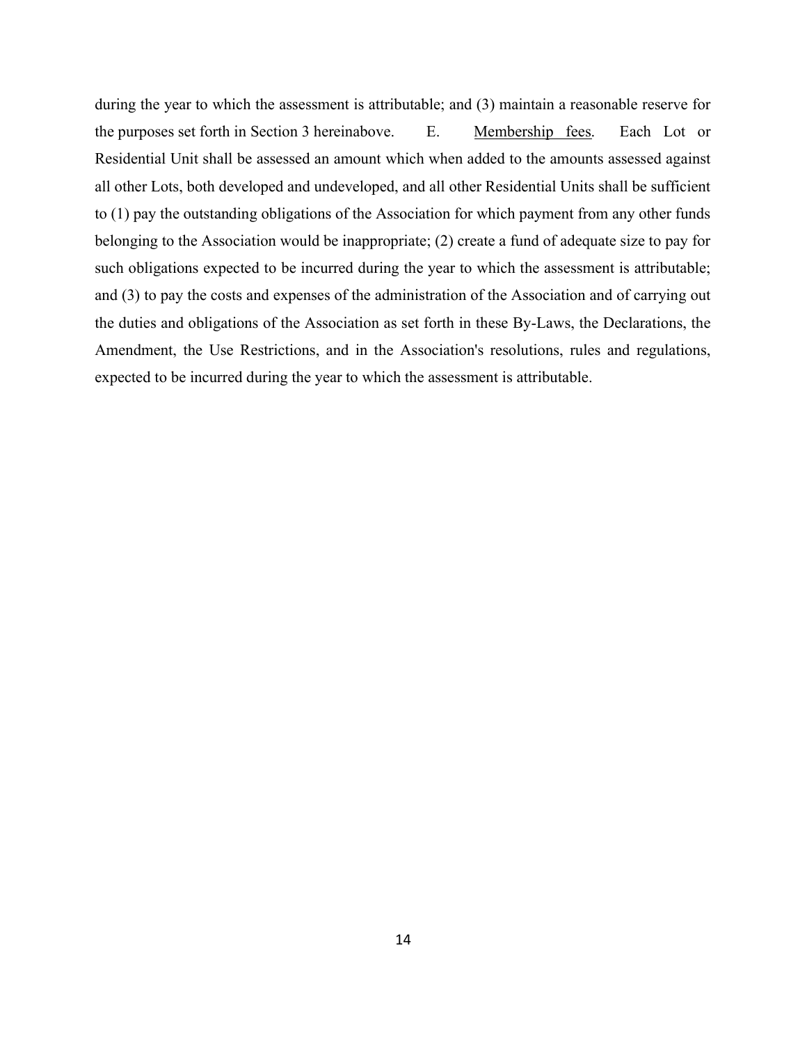during the year to which the assessment is attributable; and (3) maintain a reasonable reserve for the purposes set forth in Section 3 hereinabove. E. Membership fees. Each Lot or Residential Unit shall be assessed an amount which when added to the amounts assessed against all other Lots, both developed and undeveloped, and all other Residential Units shall be sufficient to (1) pay the outstanding obligations of the Association for which payment from any other funds belonging to the Association would be inappropriate; (2) create a fund of adequate size to pay for such obligations expected to be incurred during the year to which the assessment is attributable; and (3) to pay the costs and expenses of the administration of the Association and of carrying out the duties and obligations of the Association as set forth in these By-Laws, the Declarations, the Amendment, the Use Restrictions, and in the Association's resolutions, rules and regulations, expected to be incurred during the year to which the assessment is attributable.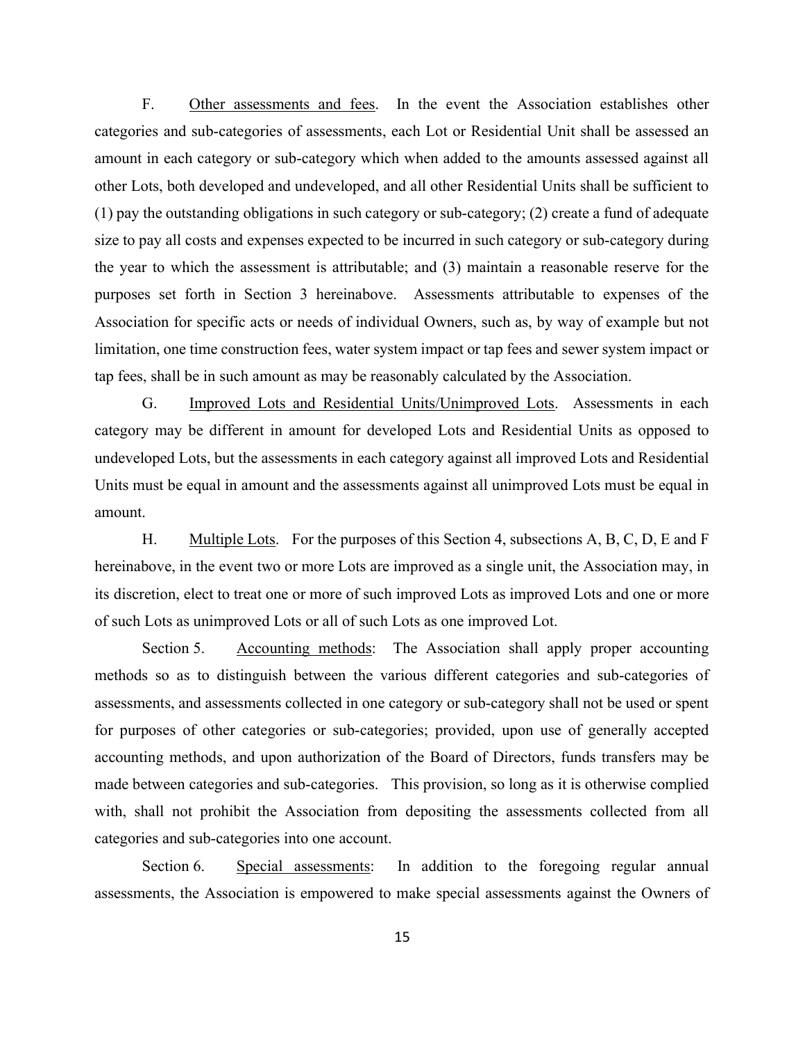F. Other assessments and fees. In the event the Association establishes other categories and sub-categories of assessments, each Lot or Residential Unit shall be assessed an amount in each category or sub-category which when added to the amounts assessed against all other Lots, both developed and undeveloped, and all other Residential Units shall be sufficient to (1) pay the outstanding obligations in such category or sub-category; (2) create a fund of adequate size to pay all costs and expenses expected to be incurred in such category or sub-category during the year to which the assessment is attributable; and (3) maintain a reasonable reserve for the purposes set forth in Section 3 hereinabove. Assessments attributable to expenses of the Association for specific acts or needs of individual Owners, such as, by way of example but not limitation, one time construction fees, water system impact or tap fees and sewer system impact or tap fees, shall be in such amount as may be reasonably calculated by the Association.

G. Improved Lots and Residential Units/Unimproved Lots. Assessments in each category may be different in amount for developed Lots and Residential Units as opposed to undeveloped Lots, but the assessments in each category against all improved Lots and Residential Units must be equal in amount and the assessments against all unimproved Lots must be equal in amount.

H. Multiple Lots. For the purposes of this Section 4, subsections A, B, C, D, E and F hereinabove, in the event two or more Lots are improved as a single unit, the Association may, in its discretion, elect to treat one or more of such improved Lots as improved Lots and one or more of such Lots as unimproved Lots or all of such Lots as one improved Lot.

Section 5. Accounting methods: The Association shall apply proper accounting methods so as to distinguish between the various different categories and sub-categories of assessments, and assessments collected in one category or sub-category shall not be used or spent for purposes of other categories or sub-categories; provided, upon use of generally accepted accounting methods, and upon authorization of the Board of Directors, funds transfers may be made between categories and sub-categories. This provision, so long as it is otherwise complied with, shall not prohibit the Association from depositing the assessments collected from all categories and sub-categories into one account.

Section 6. Special assessments: In addition to the foregoing regular annual assessments, the Association is empowered to make special assessments against the Owners of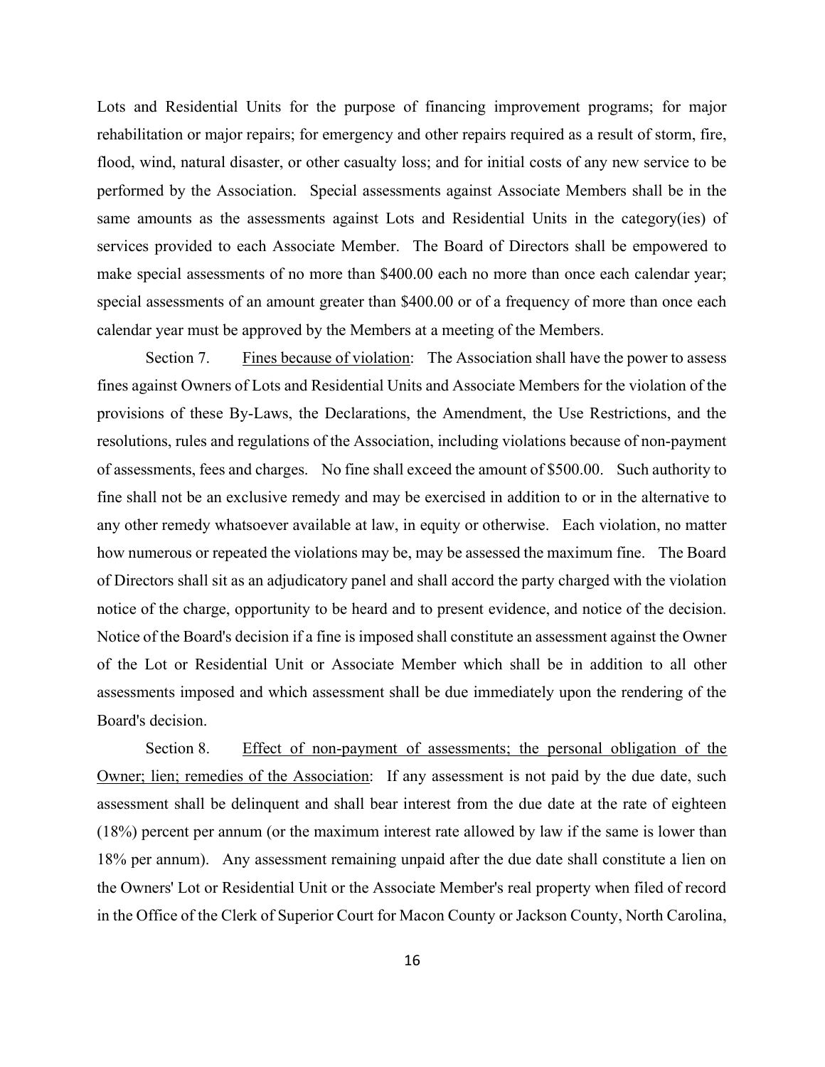Lots and Residential Units for the purpose of financing improvement programs; for major rehabilitation or major repairs; for emergency and other repairs required as a result of storm, fire, flood, wind, natural disaster, or other casualty loss; and for initial costs of any new service to be performed by the Association. Special assessments against Associate Members shall be in the same amounts as the assessments against Lots and Residential Units in the category(ies) of services provided to each Associate Member. The Board of Directors shall be empowered to make special assessments of no more than \$400.00 each no more than once each calendar year; special assessments of an amount greater than \$400.00 or of a frequency of more than once each calendar year must be approved by the Members at a meeting of the Members.

Section 7. <u>Fines because of violation</u>: The Association shall have the power to assess fines against Owners of Lots and Residential Units and Associate Members for the violation of the provisions of these By-Laws, the Declarations, the Amendment, the Use Restrictions, and the resolutions, rules and regulations of the Association, including violations because of non-payment of assessments, fees and charges. No fine shall exceed the amount of \$500.00. Such authority to fine shall not be an exclusive remedy and may be exercised in addition to or in the alternative to any other remedy whatsoever available at law, in equity or otherwise. Each violation, no matter how numerous or repeated the violations may be, may be assessed the maximum fine. The Board of Directors shall sit as an adjudicatory panel and shall accord the party charged with the violation notice of the charge, opportunity to be heard and to present evidence, and notice of the decision. Notice of the Board's decision if a fine is imposed shall constitute an assessment against the Owner of the Lot or Residential Unit or Associate Member which shall be in addition to all other assessments imposed and which assessment shall be due immediately upon the rendering of the Board's decision.

Section 8. <u>Effect of non-payment of assessments; the personal obligation of the Owner; lien; remedies of the Association</u>: If any assessment is not paid by the due date, such assessment shall be delinquent and shall bear interest from the due date at the rate of eighteen (18%) percent per annum (or the maximum interest rate allowed by law if the same is lower than 18% per annum). Any assessment remaining unpaid after the due date shall constitute a lien on the Owners' Lot or Residential Unit or the Associate Member's real property when filed of record in the Office of the Clerk of Superior Court for Macon County or Jackson County, North Carolina,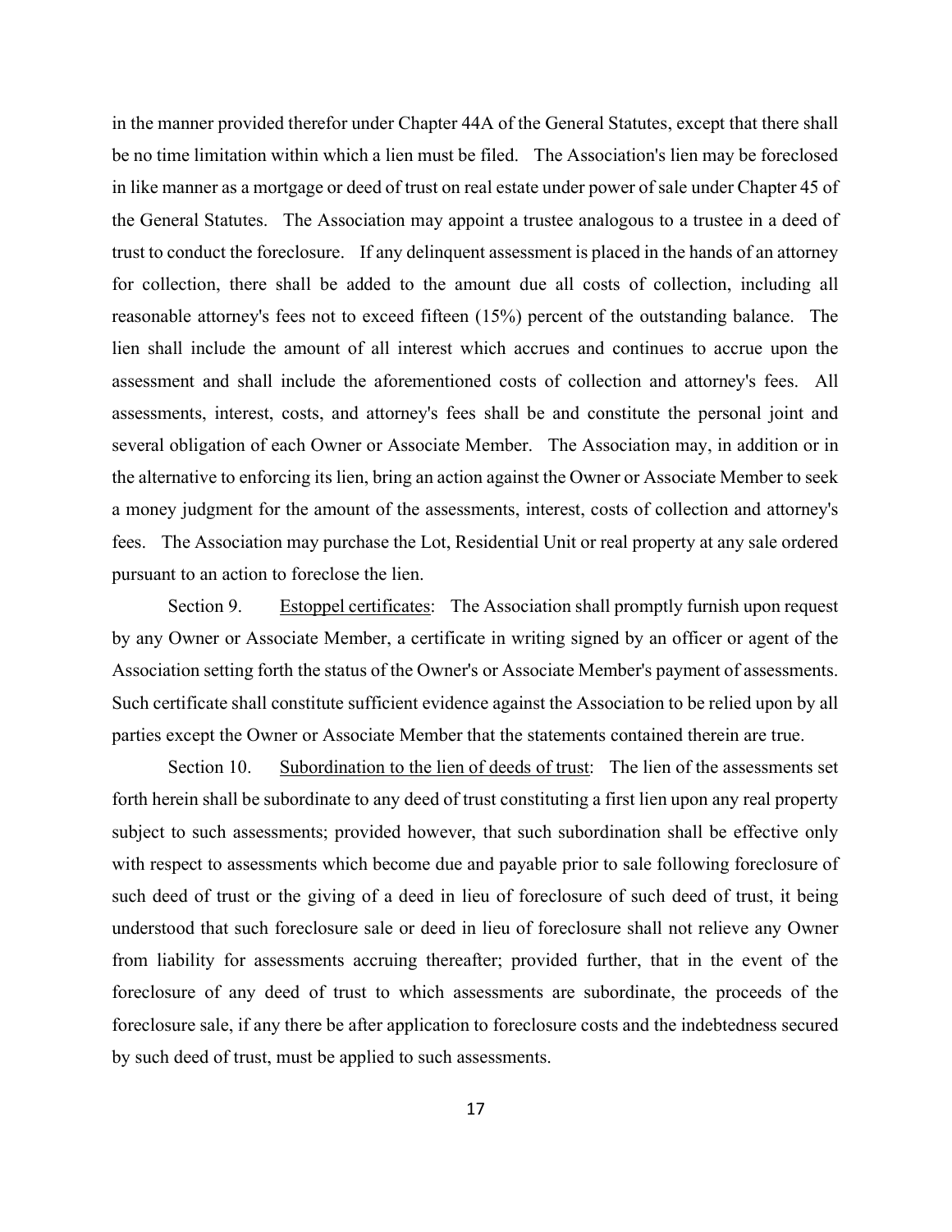in the manner provided therefor under Chapter 44A of the General Statutes, except that there shall be no time limitation within which a lien must be filed. The Association's lien may be foreclosed in like manner as a mortgage or deed of trust on real estate under power of sale under Chapter 45 of the General Statutes. The Association may appoint a trustee analogous to a trustee in a deed of trust to conduct the foreclosure. If any delinquent assessment is placed in the hands of an attorney for collection, there shall be added to the amount due all costs of collection, including all reasonable attorney's fees not to exceed fifteen (15%) percent of the outstanding balance. The lien shall include the amount of all interest which accrues and continues to accrue upon the assessment and shall include the aforementioned costs of collection and attorney's fees. All assessments, interest, costs, and attorney's fees shall be and constitute the personal joint and several obligation of each Owner or Associate Member. The Association may, in addition or in the alternative to enforcing its lien, bring an action against the Owner or Associate Member to seek a money judgment for the amount of the assessments, interest, costs of collection and attorney's fees. The Association may purchase the Lot, Residential Unit or real property at any sale ordered pursuant to an action to foreclose the lien.

Section 9. <u>Estoppel certificates</u>: The Association shall promptly furnish upon request by any Owner or Associate Member, a certificate in writing signed by an officer or agent of the Association setting forth the status of the Owner's or Associate Member's payment of assessments. Such certificate shall constitute sufficient evidence against the Association to be relied upon by all parties except the Owner or Associate Member that the statements contained therein are true.

Section 10. <u>Subordination to the lien of deeds of trust</u>: The lien of the assessments set forth herein shall be subordinate to any deed of trust constituting a first lien upon any real property subject to such assessments; provided however, that such subordination shall be effective only with respect to assessments which become due and payable prior to sale following foreclosure of such deed of trust or the giving of a deed in lieu of foreclosure of such deed of trust, it being understood that such foreclosure sale or deed in lieu of foreclosure shall not relieve any Owner from liability for assessments accruing thereafter; provided further, that in the event of the foreclosure of any deed of trust to which assessments are subordinate, the proceeds of the foreclosure sale, if any there be after application to foreclosure costs and the indebtedness secured by such deed of trust, must be applied to such assessments.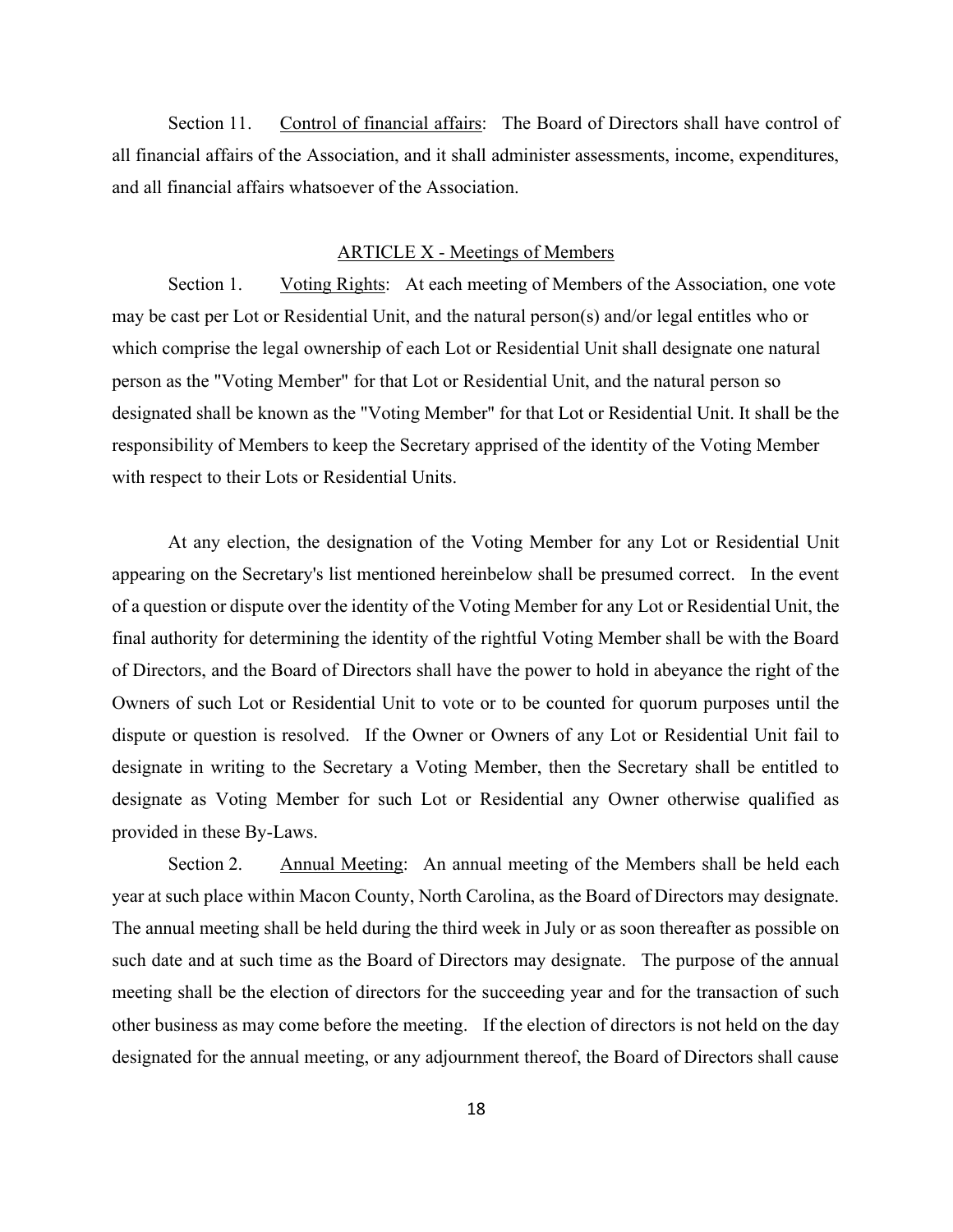Section 11. <u>Control of financial affairs</u>: The Board of Directors shall have control of all financial affairs of the Association, and it shall administer assessments, income, expenditures, and all financial affairs whatsoever of the Association.

## ARTICLE X - Meetings of Members

Section 1. <u>Voting Rights</u>: At each meeting of Members of the Association, one vote may be cast per Lot or Residential Unit, and the natural person(s) and/or legal entitles who or which comprise the legal ownership of each Lot or Residential Unit shall designate one natural person as the "Voting Member" for that Lot or Residential Unit, and the natural person so designated shall be known as the "Voting Member" for that Lot or Residential Unit. It shall be the responsibility of Members to keep the Secretary apprised of the identity of the Voting Member with respect to their Lots or Residential Units.

At any election, the designation of the Voting Member for any Lot or Residential Unit appearing on the Secretary's list mentioned hereinbelow shall be presumed correct. In the event of a question or dispute over the identity of the Voting Member for any Lot or Residential Unit, the final authority for determining the identity of the rightful Voting Member shall be with the Board of Directors, and the Board of Directors shall have the power to hold in abeyance the right of the Owners of such Lot or Residential Unit to vote or to be counted for quorum purposes until the dispute or question is resolved. If the Owner or Owners of any Lot or Residential Unit fail to designate in writing to the Secretary a Voting Member, then the Secretary shall be entitled to designate as Voting Member for such Lot or Residential any Owner otherwise qualified as provided in these By-Laws.

Section 2. <u>Annual Meeting</u>: An annual meeting of the Members shall be held each year at such place within Macon County, North Carolina, as the Board of Directors may designate. The annual meeting shall be held during the third week in July or as soon thereafter as possible on such date and at such time as the Board of Directors may designate. The purpose of the annual meeting shall be the election of directors for the succeeding year and for the transaction of such other business as may come before the meeting. If the election of directors is not held on the day designated for the annual meeting, or any adjournment thereof, the Board of Directors shall cause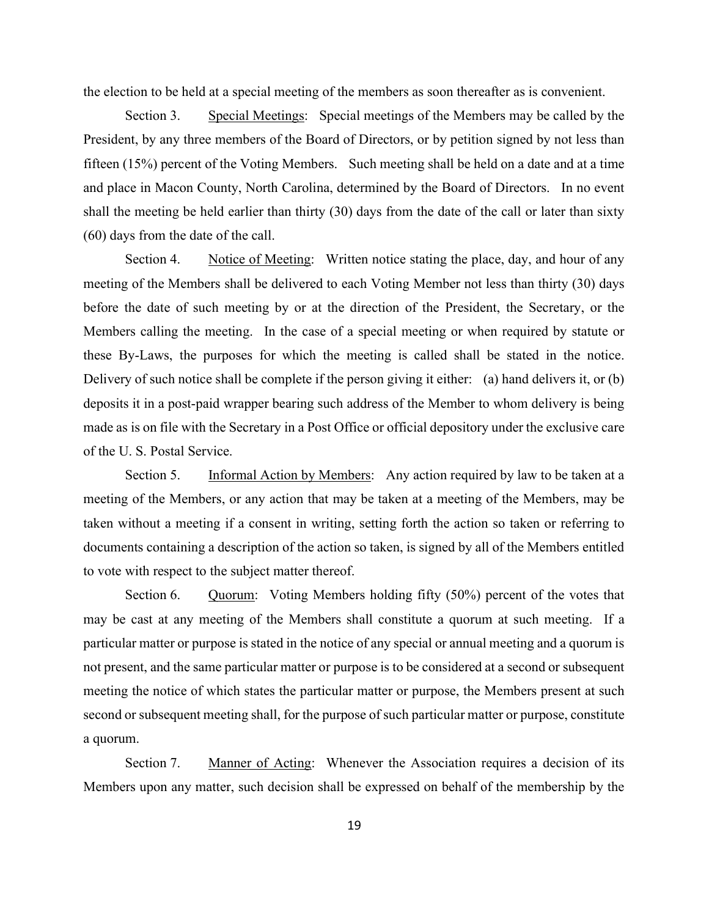the election to be held at a special meeting of the members as soon thereafter as is convenient.

Section 3. Special Meetings: Special meetings of the Members may be called by the President, by any three members of the Board of Directors, or by petition signed by not less than fifteen (15%) percent of the Voting Members. Such meeting shall be held on a date and at a time and place in Macon County, North Carolina, determined by the Board of Directors. In no event shall the meeting be held earlier than thirty (30) days from the date of the call or later than sixty (60) days from the date of the call.

Section 4. Notice of Meeting: Written notice stating the place, day, and hour of any meeting of the Members shall be delivered to each Voting Member not less than thirty (30) days before the date of such meeting by or at the direction of the President, the Secretary, or the Members calling the meeting. In the case of a special meeting or when required by statute or these By-Laws, the purposes for which the meeting is called shall be stated in the notice. Delivery of such notice shall be complete if the person giving it either: (a) hand delivers it, or (b) deposits it in a post-paid wrapper bearing such address of the Member to whom delivery is being made as is on file with the Secretary in a Post Office or official depository under the exclusive care of the U. S. Postal Service.

Section 5. Informal Action by Members: Any action required by law to be taken at a meeting of the Members, or any action that may be taken at a meeting of the Members, may be taken without a meeting if a consent in writing, setting forth the action so taken or referring to documents containing a description of the action so taken, is signed by all of the Members entitled to vote with respect to the subject matter thereof.

Section 6. Quorum: Voting Members holding fifty (50%) percent of the votes that may be cast at any meeting of the Members shall constitute a quorum at such meeting. If a particular matter or purpose is stated in the notice of any special or annual meeting and a quorum is not present, and the same particular matter or purpose is to be considered at a second or subsequent meeting the notice of which states the particular matter or purpose, the Members present at such second or subsequent meeting shall, for the purpose of such particular matter or purpose, constitute a quorum.

Section 7. Manner of Acting: Whenever the Association requires a decision of its Members upon any matter, such decision shall be expressed on behalf of the membership by the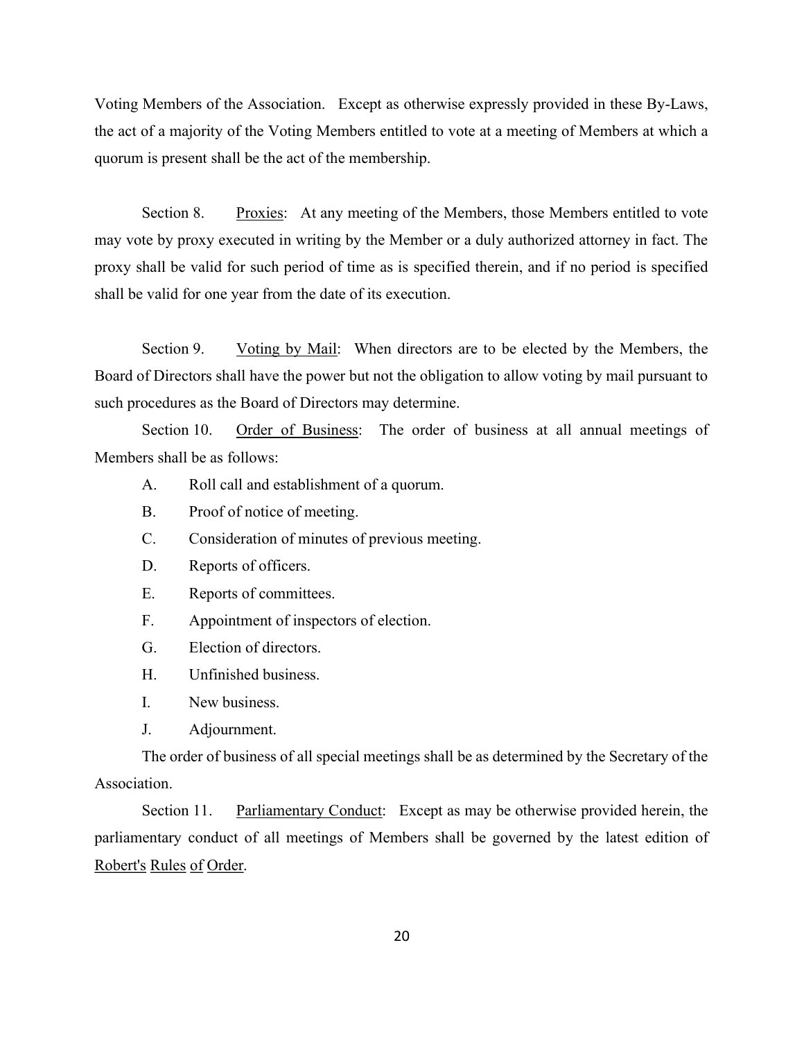Voting Members of the Association. Except as otherwise expressly provided in these By-Laws, the act of a majority of the Voting Members entitled to vote at a meeting of Members at which a quorum is present shall be the act of the membership.

Section 8. Proxies: At any meeting of the Members, those Members entitled to vote may vote by proxy executed in writing by the Member or a duly authorized attorney in fact. The proxy shall be valid for such period of time as is specified therein, and if no period is specified shall be valid for one year from the date of its execution.

Section 9. Voting by Mail: When directors are to be elected by the Members, the Board of Directors shall have the power but not the obligation to allow voting by mail pursuant to such procedures as the Board of Directors may determine.

Section 10. Order of Business: The order of business at all annual meetings of Members shall be as follows:

A. Roll call and establishment of a quorum.

B. Proof of notice of meeting.

C. Consideration of minutes of previous meeting.

D. Reports of officers.

E. Reports of committees.

F. Appointment of inspectors of election.

G. Election of directors.

H. Unfinished business.

I. New business.

J. Adjournment.

The order of business of all special meetings shall be as determined by the Secretary of the Association.

Section 11. Parliamentary Conduct: Except as may be otherwise provided herein, the parliamentary conduct of all meetings of Members shall be governed by the latest edition of Robert's Rules of Order.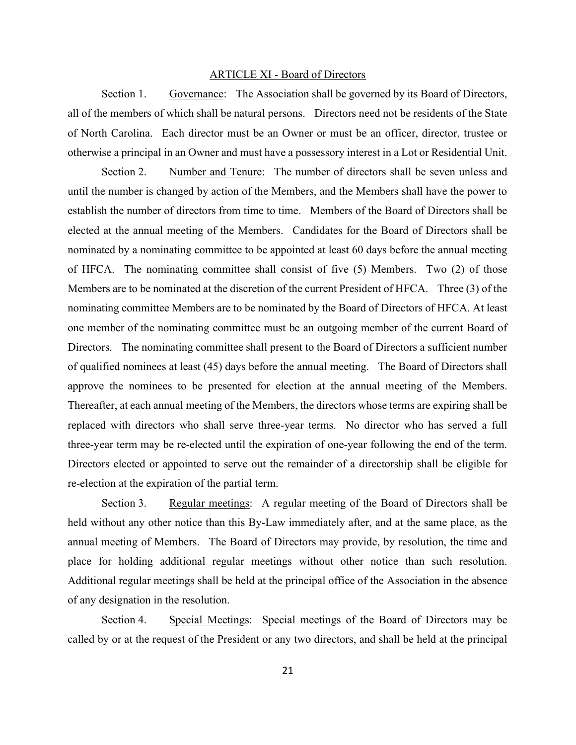## ARTICLE XI - Board of Directors

Section 1. Governance: The Association shall be governed by its Board of Directors, all of the members of which shall be natural persons. Directors need not be residents of the State of North Carolina. Each director must be an Owner or must be an officer, director, trustee or otherwise a principal in an Owner and must have a possessory interest in a Lot or Residential Unit.

Section 2. Number and Tenure: The number of directors shall be seven unless and until the number is changed by action of the Members, and the Members shall have the power to establish the number of directors from time to time. Members of the Board of Directors shall be elected at the annual meeting of the Members. Candidates for the Board of Directors shall be nominated by a nominating committee to be appointed at least 60 days before the annual meeting of HFCA. The nominating committee shall consist of five (5) Members. Two (2) of those Members are to be nominated at the discretion of the current President of HFCA. Three (3) of the nominating committee Members are to be nominated by the Board of Directors of HFCA. At least one member of the nominating committee must be an outgoing member of the current Board of Directors. The nominating committee shall present to the Board of Directors a sufficient number of qualified nominees at least (45) days before the annual meeting. The Board of Directors shall approve the nominees to be presented for election at the annual meeting of the Members. Thereafter, at each annual meeting of the Members, the directors whose terms are expiring shall be replaced with directors who shall serve three-year terms. No director who has served a full three-year term may be re-elected until the expiration of one-year following the end of the term. Directors elected or appointed to serve out the remainder of a directorship shall be eligible for re-election at the expiration of the partial term.

Section 3. Regular meetings: A regular meeting of the Board of Directors shall be held without any other notice than this By-Law immediately after, and at the same place, as the annual meeting of Members. The Board of Directors may provide, by resolution, the time and place for holding additional regular meetings without other notice than such resolution. Additional regular meetings shall be held at the principal office of the Association in the absence of any designation in the resolution.

Section 4. Special Meetings: Special meetings of the Board of Directors may be called by or at the request of the President or any two directors, and shall be held at the principal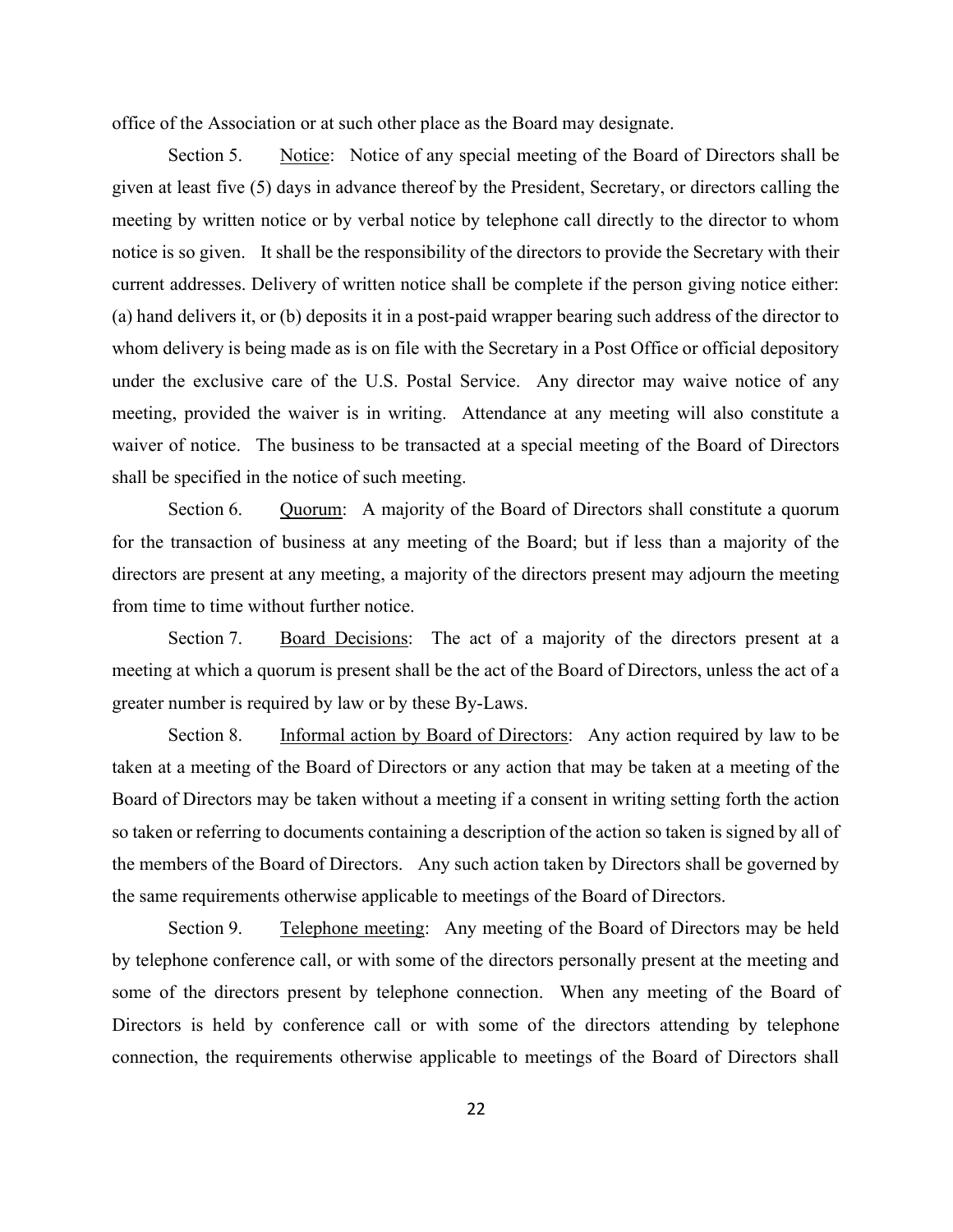office of the Association or at such other place as the Board may designate.

Section 5. Notice: Notice of any special meeting of the Board of Directors shall be given at least five (5) days in advance thereof by the President, Secretary, or directors calling the meeting by written notice or by verbal notice by telephone call directly to the director to whom notice is so given. It shall be the responsibility of the directors to provide the Secretary with their current addresses. Delivery of written notice shall be complete if the person giving notice either: (a) hand delivers it, or (b) deposits it in a post-paid wrapper bearing such address of the director to whom delivery is being made as is on file with the Secretary in a Post Office or official depository under the exclusive care of the U.S. Postal Service. Any director may waive notice of any meeting, provided the waiver is in writing. Attendance at any meeting will also constitute a waiver of notice. The business to be transacted at a special meeting of the Board of Directors shall be specified in the notice of such meeting.

Section 6. Quorum: A majority of the Board of Directors shall constitute a quorum for the transaction of business at any meeting of the Board; but if less than a majority of the directors are present at any meeting, a majority of the directors present may adjourn the meeting from time to time without further notice.

Section 7. Board Decisions: The act of a majority of the directors present at a meeting at which a quorum is present shall be the act of the Board of Directors, unless the act of a greater number is required by law or by these By-Laws.

Section 8. Informal action by Board of Directors: Any action required by law to be taken at a meeting of the Board of Directors or any action that may be taken at a meeting of the Board of Directors may be taken without a meeting if a consent in writing setting forth the action so taken or referring to documents containing a description of the action so taken is signed by all of the members of the Board of Directors. Any such action taken by Directors shall be governed by the same requirements otherwise applicable to meetings of the Board of Directors.

Section 9. Telephone meeting: Any meeting of the Board of Directors may be held by telephone conference call, or with some of the directors personally present at the meeting and some of the directors present by telephone connection. When any meeting of the Board of Directors is held by conference call or with some of the directors attending by telephone connection, the requirements otherwise applicable to meetings of the Board of Directors shall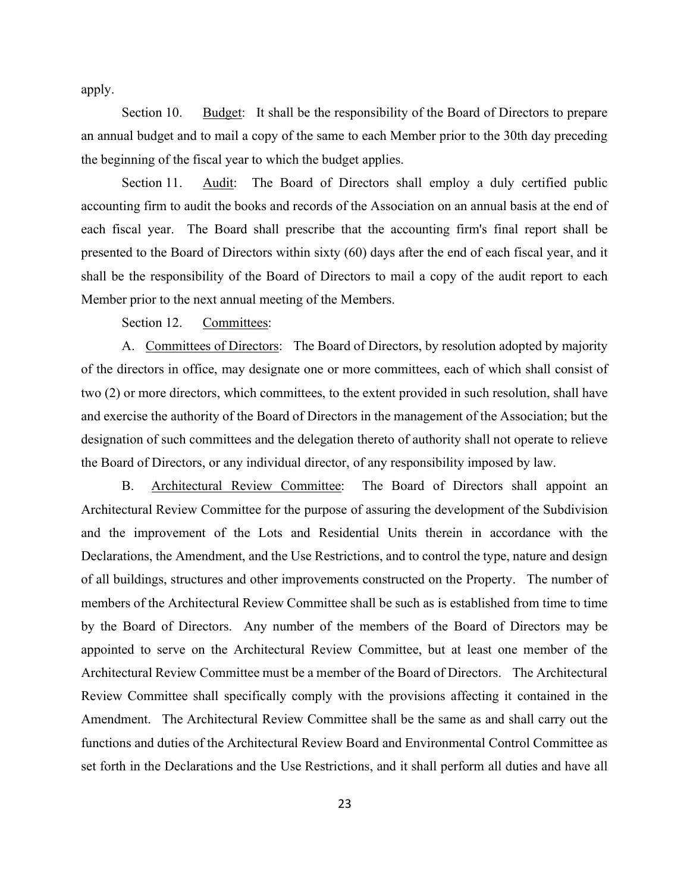apply.

Section 10. <u>Budget</u>: It shall be the responsibility of the Board of Directors to prepare an annual budget and to mail a copy of the same to each Member prior to the 30th day preceding the beginning of the fiscal year to which the budget applies.

Section 11. <u>Audit</u>: The Board of Directors shall employ a duly certified public accounting firm to audit the books and records of the Association on an annual basis at the end of each fiscal year. The Board shall prescribe that the accounting firm's final report shall be presented to the Board of Directors within sixty (60) days after the end of each fiscal year, and it shall be the responsibility of the Board of Directors to mail a copy of the audit report to each Member prior to the next annual meeting of the Members.

Section 12. <u>Committees</u>:

A. <u>Committees of Directors</u>: The Board of Directors, by resolution adopted by majority of the directors in office, may designate one or more committees, each of which shall consist of two (2) or more directors, which committees, to the extent provided in such resolution, shall have and exercise the authority of the Board of Directors in the management of the Association; but the designation of such committees and the delegation thereto of authority shall not operate to relieve the Board of Directors, or any individual director, of any responsibility imposed by law.

B. <u>Architectural Review Committee</u>: The Board of Directors shall appoint an Architectural Review Committee for the purpose of assuring the development of the Subdivision and the improvement of the Lots and Residential Units therein in accordance with the Declarations, the Amendment, and the Use Restrictions, and to control the type, nature and design of all buildings, structures and other improvements constructed on the Property. The number of members of the Architectural Review Committee shall be such as is established from time to time by the Board of Directors. Any number of the members of the Board of Directors may be appointed to serve on the Architectural Review Committee, but at least one member of the Architectural Review Committee must be a member of the Board of Directors. The Architectural Review Committee shall specifically comply with the provisions affecting it contained in the Amendment. The Architectural Review Committee shall be the same as and shall carry out the functions and duties of the Architectural Review Board and Environmental Control Committee as set forth in the Declarations and the Use Restrictions, and it shall perform all duties and have all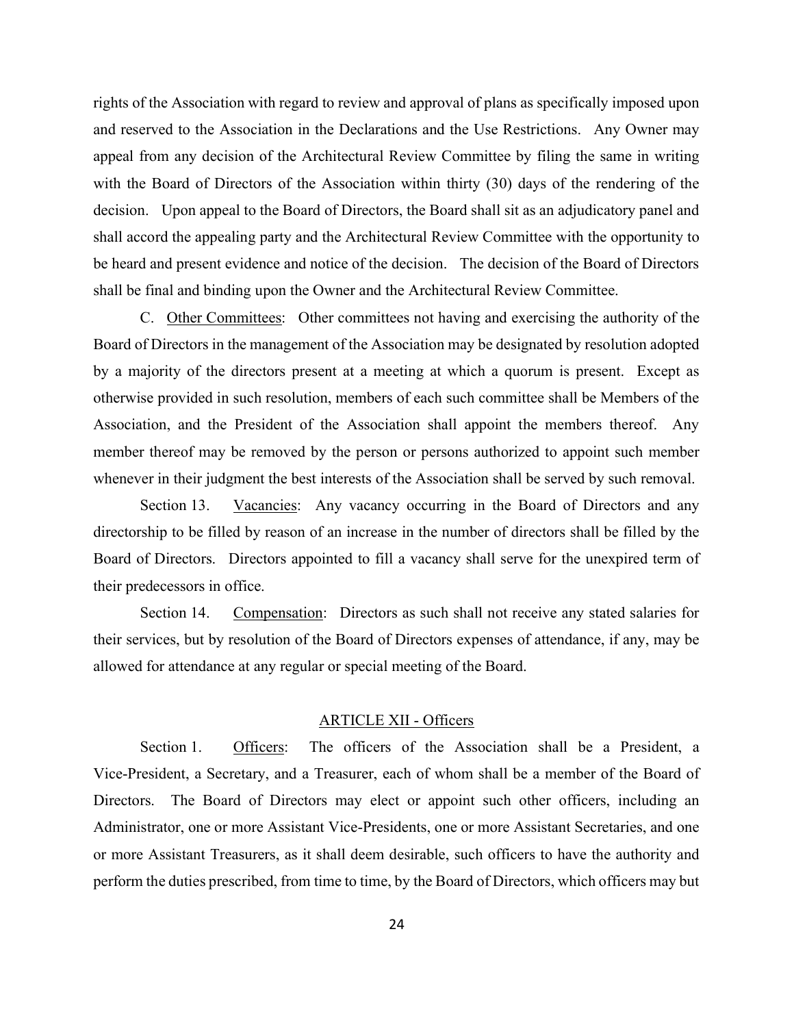rights of the Association with regard to review and approval of plans as specifically imposed upon and reserved to the Association in the Declarations and the Use Restrictions. Any Owner may appeal from any decision of the Architectural Review Committee by filing the same in writing with the Board of Directors of the Association within thirty (30) days of the rendering of the decision. Upon appeal to the Board of Directors, the Board shall sit as an adjudicatory panel and shall accord the appealing party and the Architectural Review Committee with the opportunity to be heard and present evidence and notice of the decision. The decision of the Board of Directors shall be final and binding upon the Owner and the Architectural Review Committee.

C. Other Committees: Other committees not having and exercising the authority of the Board of Directors in the management of the Association may be designated by resolution adopted by a majority of the directors present at a meeting at which a quorum is present. Except as otherwise provided in such resolution, members of each such committee shall be Members of the Association, and the President of the Association shall appoint the members thereof. Any member thereof may be removed by the person or persons authorized to appoint such member whenever in their judgment the best interests of the Association shall be served by such removal.

Section 13. Vacancies: Any vacancy occurring in the Board of Directors and any directorship to be filled by reason of an increase in the number of directors shall be filled by the Board of Directors. Directors appointed to fill a vacancy shall serve for the unexpired term of their predecessors in office.

Section 14. Compensation: Directors as such shall not receive any stated salaries for their services, but by resolution of the Board of Directors expenses of attendance, if any, may be allowed for attendance at any regular or special meeting of the Board.

## ARTICLE XII - Officers

Section 1. Officers: The officers of the Association shall be a President, a Vice-President, a Secretary, and a Treasurer, each of whom shall be a member of the Board of Directors. The Board of Directors may elect or appoint such other officers, including an Administrator, one or more Assistant Vice-Presidents, one or more Assistant Secretaries, and one or more Assistant Treasurers, as it shall deem desirable, such officers to have the authority and perform the duties prescribed, from time to time, by the Board of Directors, which officers may but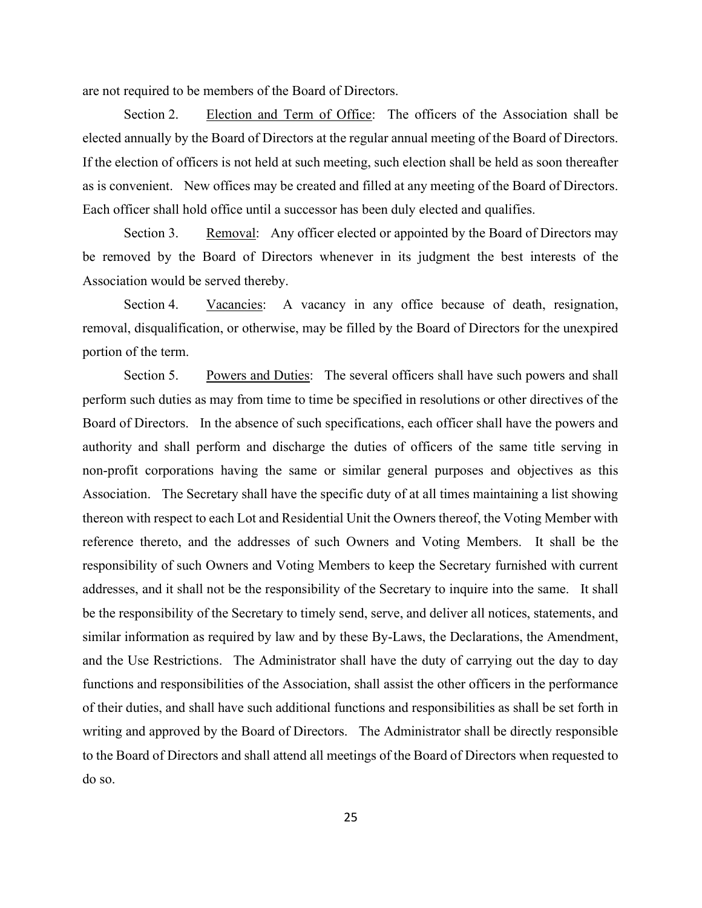are not required to be members of the Board of Directors.

Section 2. Election and Term of Office: The officers of the Association shall be elected annually by the Board of Directors at the regular annual meeting of the Board of Directors. If the election of officers is not held at such meeting, such election shall be held as soon thereafter as is convenient. New offices may be created and filled at any meeting of the Board of Directors. Each officer shall hold office until a successor has been duly elected and qualifies.

Section 3. Removal: Any officer elected or appointed by the Board of Directors may be removed by the Board of Directors whenever in its judgment the best interests of the Association would be served thereby.

Section 4. Vacancies: A vacancy in any office because of death, resignation, removal, disqualification, or otherwise, may be filled by the Board of Directors for the unexpired portion of the term.

Section 5. Powers and Duties: The several officers shall have such powers and shall perform such duties as may from time to time be specified in resolutions or other directives of the Board of Directors. In the absence of such specifications, each officer shall have the powers and authority and shall perform and discharge the duties of officers of the same title serving in non-profit corporations having the same or similar general purposes and objectives as this Association. The Secretary shall have the specific duty of at all times maintaining a list showing thereon with respect to each Lot and Residential Unit the Owners thereof, the Voting Member with reference thereto, and the addresses of such Owners and Voting Members. It shall be the responsibility of such Owners and Voting Members to keep the Secretary furnished with current addresses, and it shall not be the responsibility of the Secretary to inquire into the same. It shall be the responsibility of the Secretary to timely send, serve, and deliver all notices, statements, and similar information as required by law and by these By-Laws, the Declarations, the Amendment, and the Use Restrictions. The Administrator shall have the duty of carrying out the day to day functions and responsibilities of the Association, shall assist the other officers in the performance of their duties, and shall have such additional functions and responsibilities as shall be set forth in writing and approved by the Board of Directors. The Administrator shall be directly responsible to the Board of Directors and shall attend all meetings of the Board of Directors when requested to do so.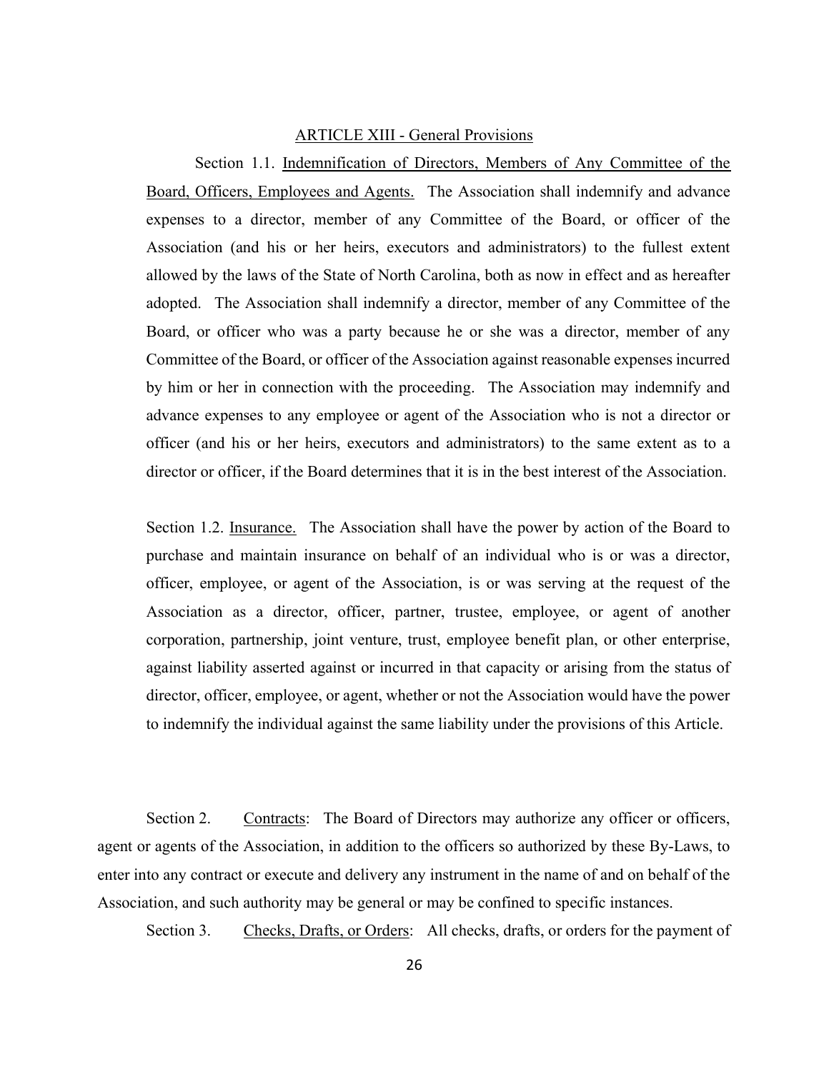## ARTICLE XIII - General Provisions

Section 1.1. Indemnification of Directors, Members of Any Committee of the Board, Officers, Employees and Agents. The Association shall indemnify and advance expenses to a director, member of any Committee of the Board, or officer of the Association (and his or her heirs, executors and administrators) to the fullest extent allowed by the laws of the State of North Carolina, both as now in effect and as hereafter adopted. The Association shall indemnify a director, member of any Committee of the Board, or officer who was a party because he or she was a director, member of any Committee of the Board, or officer of the Association against reasonable expenses incurred by him or her in connection with the proceeding. The Association may indemnify and advance expenses to any employee or agent of the Association who is not a director or officer (and his or her heirs, executors and administrators) to the same extent as to a director or officer, if the Board determines that it is in the best interest of the Association.

Section 1.2. Insurance. The Association shall have the power by action of the Board to purchase and maintain insurance on behalf of an individual who is or was a director, officer, employee, or agent of the Association, is or was serving at the request of the Association as a director, officer, partner, trustee, employee, or agent of another corporation, partnership, joint venture, trust, employee benefit plan, or other enterprise, against liability asserted against or incurred in that capacity or arising from the status of director, officer, employee, or agent, whether or not the Association would have the power to indemnify the individual against the same liability under the provisions of this Article.

Section 2. Contracts: The Board of Directors may authorize any officer or officers, agent or agents of the Association, in addition to the officers so authorized by these By-Laws, to enter into any contract or execute and delivery any instrument in the name of and on behalf of the Association, and such authority may be general or may be confined to specific instances.

Section 3. Checks, Drafts, or Orders: All checks, drafts, or orders for the payment of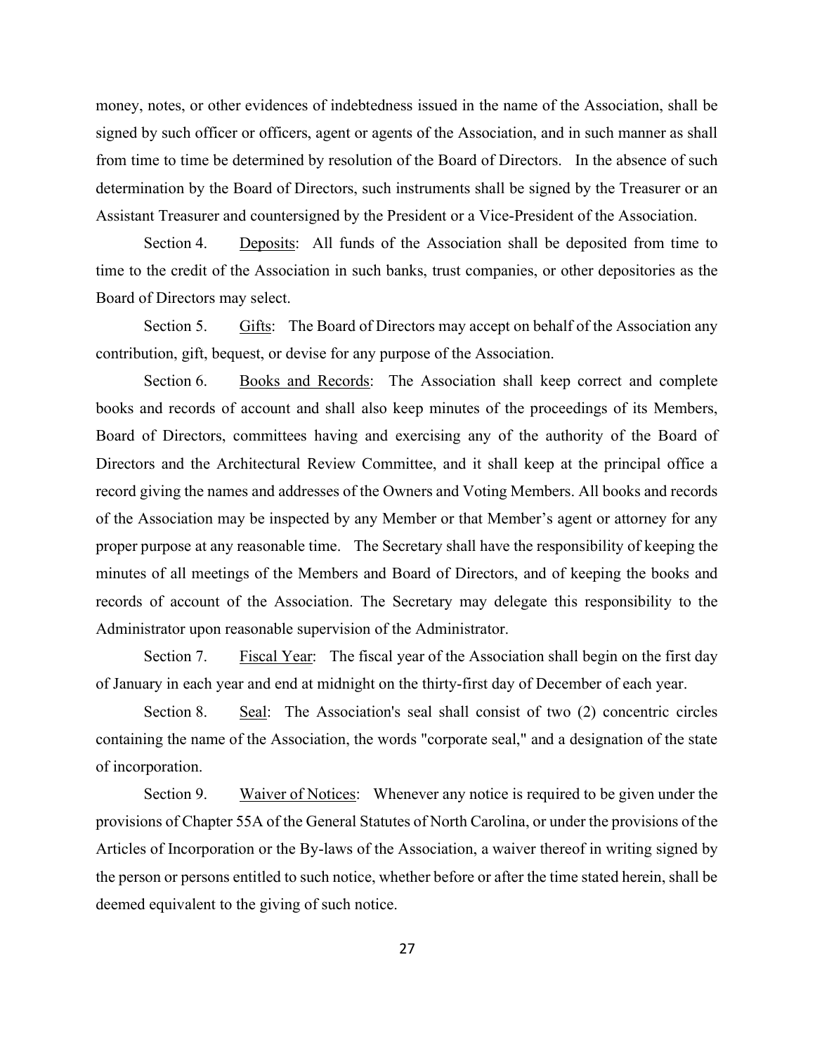money, notes, or other evidences of indebtedness issued in the name of the Association, shall be signed by such officer or officers, agent or agents of the Association, and in such manner as shall from time to time be determined by resolution of the Board of Directors. In the absence of such determination by the Board of Directors, such instruments shall be signed by the Treasurer or an Assistant Treasurer and countersigned by the President or a Vice-President of the Association.

Section 4. Deposits: All funds of the Association shall be deposited from time to time to the credit of the Association in such banks, trust companies, or other depositories as the Board of Directors may select.

Section 5. Gifts: The Board of Directors may accept on behalf of the Association any contribution, gift, bequest, or devise for any purpose of the Association.

Section 6. Books and Records: The Association shall keep correct and complete books and records of account and shall also keep minutes of the proceedings of its Members, Board of Directors, committees having and exercising any of the authority of the Board of Directors and the Architectural Review Committee, and it shall keep at the principal office a record giving the names and addresses of the Owners and Voting Members. All books and records of the Association may be inspected by any Member or that Member's agent or attorney for any proper purpose at any reasonable time. The Secretary shall have the responsibility of keeping the minutes of all meetings of the Members and Board of Directors, and of keeping the books and records of account of the Association. The Secretary may delegate this responsibility to the Administrator upon reasonable supervision of the Administrator.

Section 7. Fiscal Year: The fiscal year of the Association shall begin on the first day of January in each year and end at midnight on the thirty-first day of December of each year.

Section 8. Seal: The Association's seal shall consist of two (2) concentric circles containing the name of the Association, the words "corporate seal," and a designation of the state of incorporation.

Section 9. Waiver of Notices: Whenever any notice is required to be given under the provisions of Chapter 55A of the General Statutes of North Carolina, or under the provisions of the Articles of Incorporation or the By-laws of the Association, a waiver thereof in writing signed by the person or persons entitled to such notice, whether before or after the time stated herein, shall be deemed equivalent to the giving of such notice.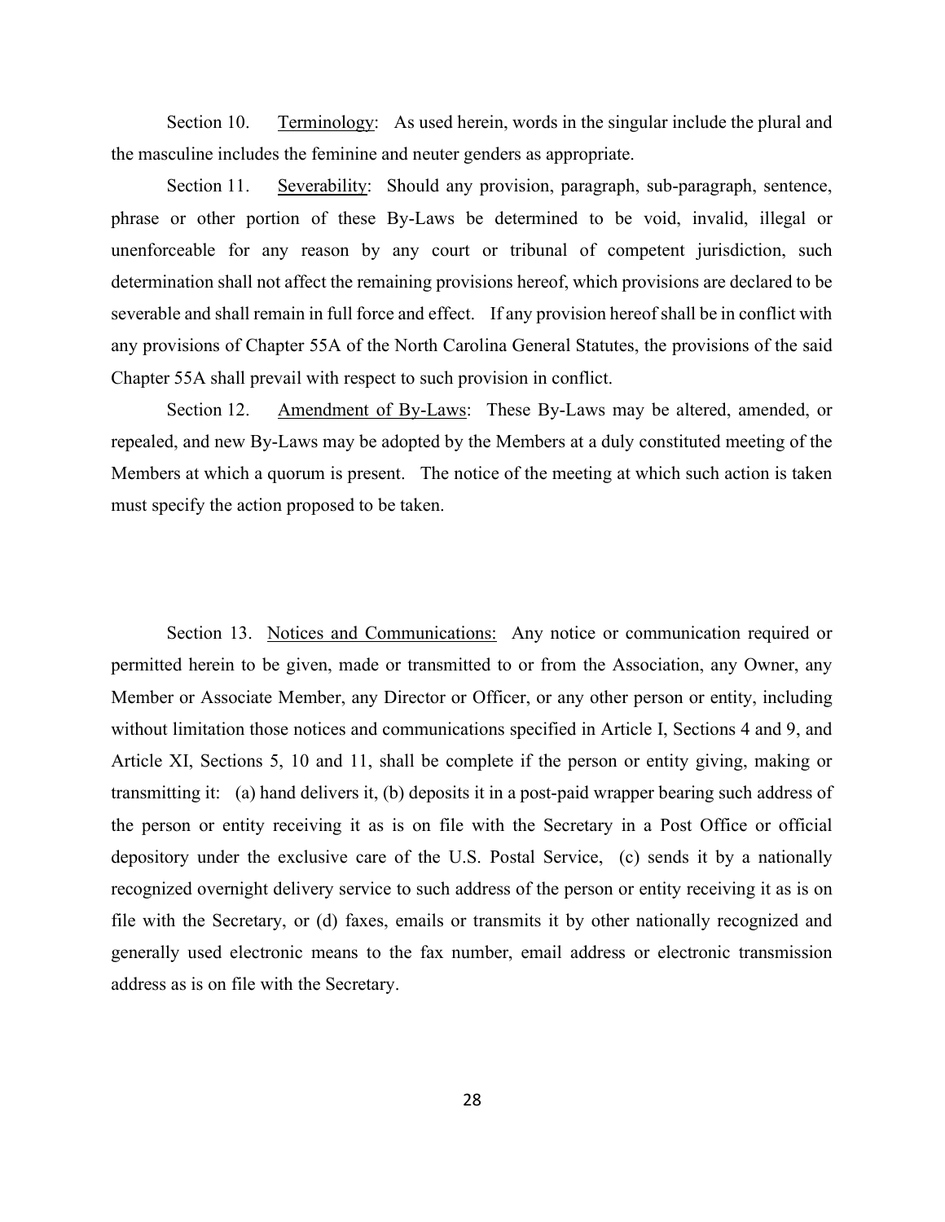Section 10. Terminology: As used herein, words in the singular include the plural and the masculine includes the feminine and neuter genders as appropriate.

Section 11. Severability: Should any provision, paragraph, sub-paragraph, sentence, phrase or other portion of these By-Laws be determined to be void, invalid, illegal or unenforceable for any reason by any court or tribunal of competent jurisdiction, such determination shall not affect the remaining provisions hereof, which provisions are declared to be severable and shall remain in full force and effect. If any provision hereof shall be in conflict with any provisions of Chapter 55A of the North Carolina General Statutes, the provisions of the said Chapter 55A shall prevail with respect to such provision in conflict.

Section 12. Amendment of By-Laws: These By-Laws may be altered, amended, or repealed, and new By-Laws may be adopted by the Members at a duly constituted meeting of the Members at which a quorum is present. The notice of the meeting at which such action is taken must specify the action proposed to be taken.

Section 13. Notices and Communications: Any notice or communication required or permitted herein to be given, made or transmitted to or from the Association, any Owner, any Member or Associate Member, any Director or Officer, or any other person or entity, including without limitation those notices and communications specified in Article I, Sections 4 and 9, and Article XI, Sections 5, 10 and 11, shall be complete if the person or entity giving, making or transmitting it: (a) hand delivers it, (b) deposits it in a post-paid wrapper bearing such address of the person or entity receiving it as is on file with the Secretary in a Post Office or official depository under the exclusive care of the U.S. Postal Service, (c) sends it by a nationally recognized overnight delivery service to such address of the person or entity receiving it as is on file with the Secretary, or (d) faxes, emails or transmits it by other nationally recognized and generally used electronic means to the fax number, email address or electronic transmission address as is on file with the Secretary.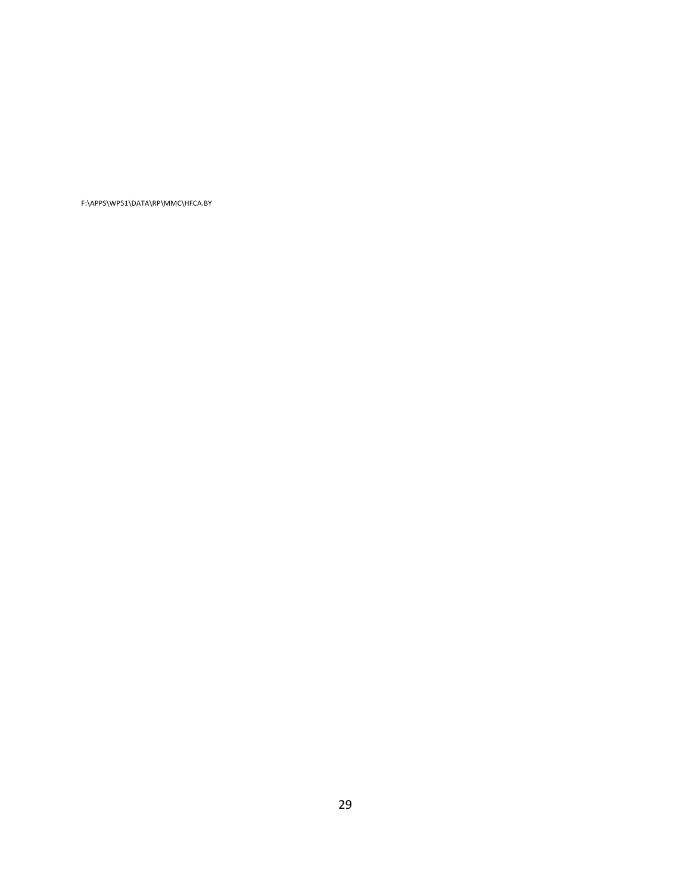F:\APPS\WP51\DATA\RP\MMC\HFCA.BY